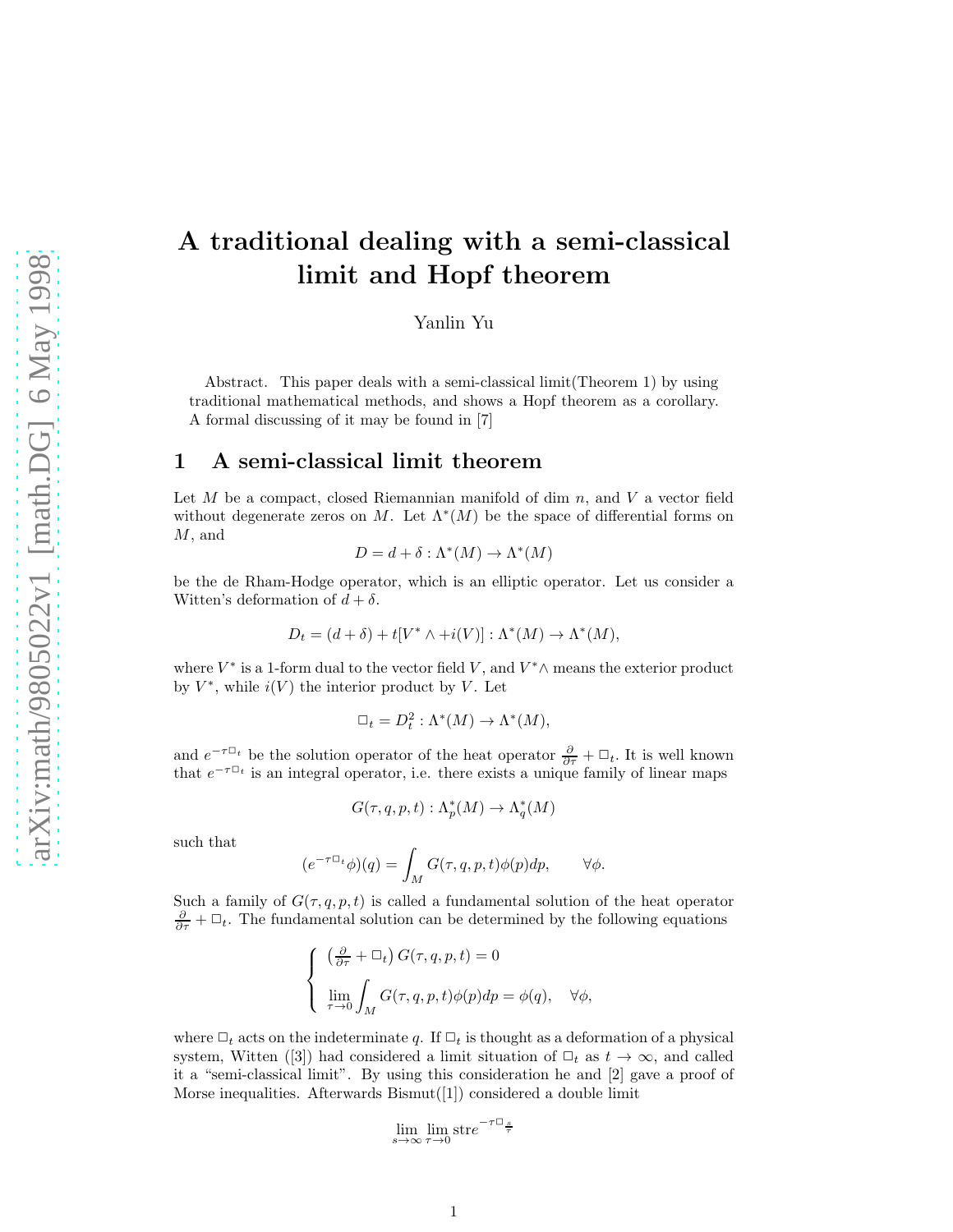# A traditional dealing with a semi-classical limit and Hopf theorem

Yanlin Yu

Abstract. This paper deals with a semi-classical limit(Theorem 1) by using traditional mathematical methods, and shows a Hopf theorem as a corollary. A formal discussing of it may be found in [7]

## 1 A semi-classical limit theorem

Let $M$ be a compact, closed Riemannian manifold of dim $n$, and $V$ a vector field without degenerate zeros on $M$. Let $\Lambda^*(M)$ be the space of differential forms on $M$, and

$$D = d + \delta : \Lambda^*(M) \to \Lambda^*(M)$$

be the de Rham-Hodge operator, which is an elliptic operator. Let us consider a Witten's deformation of $d + \delta$.

$$D_t = (d + \delta) + t[V^* \wedge +i(V)] : \Lambda^*(M) \to \Lambda^*(M),$$

where $V^*$ is a 1-form dual to the vector field $V$, and $V^* \wedge$ means the exterior product by $V^*$, while $i(V)$ the interior product by $V$. Let

$$\Box_t = D_t^2 : \Lambda^*(M) \to \Lambda^*(M),$$

and $e^{-\tau \Box_t}$ be the solution operator of the heat operator $\frac{\partial}{\partial \tau} + \Box_t$. It is well known that $e^{-\tau \Box_t}$ is an integral operator, i.e. there exists a unique family of linear maps

$$G(\tau, q, p, t) : \Lambda_p^*(M) \to \Lambda_q^*(M)$$

such that

$$(e^{-\tau \Box_t}\phi)(q) = \int_M G(\tau, q, p, t)\phi(p)dp, \qquad \forall \phi.$$

Such a family of $G(\tau, q, p, t)$ is called a fundamental solution of the heat operator $\frac{\partial}{\partial \tau} + \Box_t$. The fundamental solution can be determined by the following equations

$$\begin{cases} \left(\frac{\partial}{\partial \tau} + \Box_t\right) G(\tau, q, p, t) = 0 \\ \lim_{\tau \to 0} \int_M G(\tau, q, p, t)\phi(p)dp = \phi(q), \quad \forall \phi, \end{cases}$$

where $\Box_t$ acts on the indeterminate $q$. If $\Box_t$ is thought as a deformation of a physical system, Witten ([3]) had considered a limit situation of $\Box_t$ as $t \to \infty$, and called it a "semi-classical limit". By using this consideration he and [2] gave a proof of Morse inequalities. Afterwards Bismut([1]) considered a double limit

$$\lim_{s \to \infty} \lim_{\tau \to 0} \text{str} e^{-\tau \Box_{\frac{s}{\tau}}}$$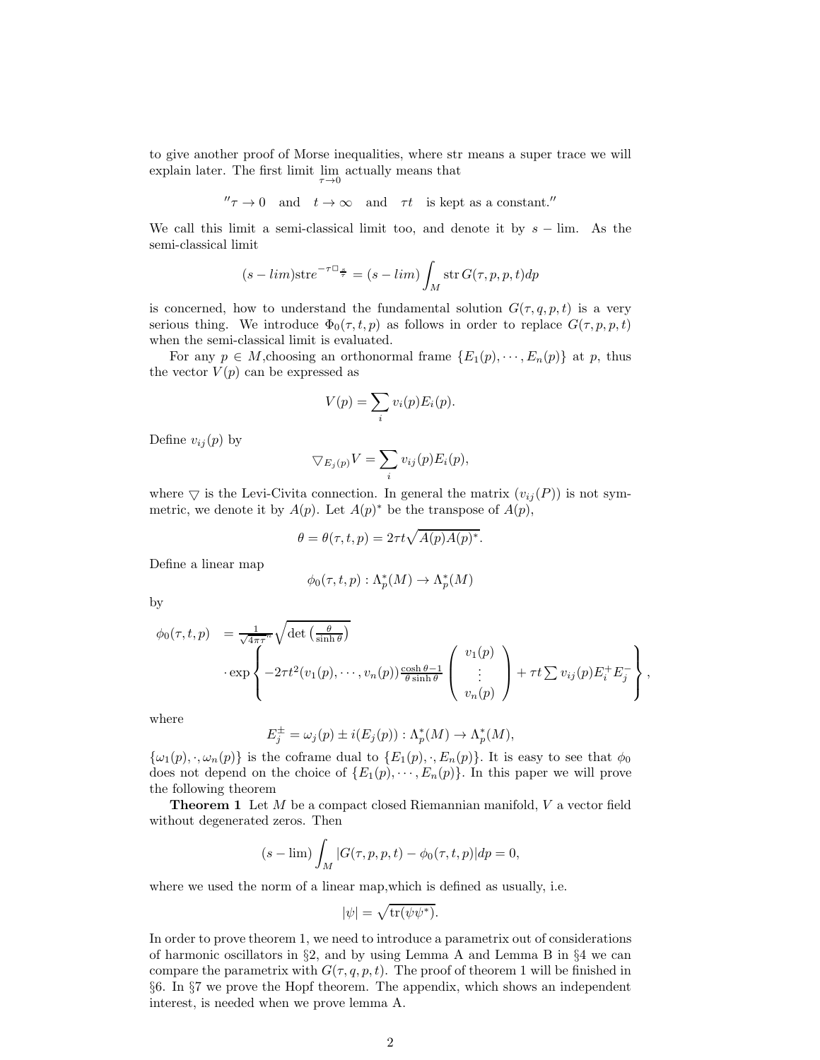to give another proof of Morse inequalities, where str means a super trace we will explain later. The first limit $\lim\limits_{\tau\to 0}$ actually means that

$$''\tau \to 0 \quad \text{and} \quad t \to \infty \quad \text{and} \quad \tau t \quad \text{is kept as a constant.}''$$

We call this limit a semi-classical limit too, and denote it by $s - \lim$. As the semi-classical limit

$$(s-lim)\mathrm{str}e^{-\tau \Box_{\frac{s}{\tau}}} = (s-lim)\int_M \mathrm{str}\, G(\tau, p, p, t) dp$$

is concerned, how to understand the fundamental solution $G(\tau, q, p, t)$ is a very serious thing. We introduce $\Phi_0(\tau, t, p)$ as follows in order to replace $G(\tau, p, p, t)$ when the semi-classical limit is evaluated.

For any $p \in M$,choosing an orthonormal frame $\{E_1(p), \cdots, E_n(p)\}$ at $p$, thus the vector $V(p)$ can be expressed as

$$V(p) = \sum_i v_i(p) E_i(p).$$

Define $v_{ij}(p)$ by

$$\bigtriangledown_{E_j(p)} V = \sum_i v_{ij}(p) E_i(p),$$

where $\bigtriangledown$ is the Levi-Civita connection. In general the matrix $(v_{ij}(P))$ is not symmetric, we denote it by $A(p)$. Let $A(p)^*$ be the transpose of $A(p)$,

$$\theta = \theta(\tau, t, p) = 2\tau t \sqrt{A(p)A(p)^*}.$$

Define a linear map

$$\phi_0(\tau, t, p) : \Lambda_p^*(M) \to \Lambda_p^*(M)$$

by

$$\begin{aligned} \phi_0(\tau, t, p) \quad &= \tfrac{1}{\sqrt{4\pi\tau}^n} \sqrt{\det\left(\tfrac{\theta}{\sinh\theta}\right)} \\ &\cdot \exp\left\{ -2\tau t^2 (v_1(p), \cdots, v_n(p)) \tfrac{\cosh\theta - 1}{\theta \sinh\theta} \begin{pmatrix} v_1(p) \\ \vdots \\ v_n(p) \end{pmatrix} + \tau t \sum v_{ij}(p) E_i^+ E_j^- \right\}, \end{aligned}$$

where

$$E_j^{\pm} = \omega_j(p) \pm i(E_j(p)) : \Lambda_p^*(M) \to \Lambda_p^*(M),$$

$\{\omega_1(p), \cdot, \omega_n(p)\}$ is the coframe dual to $\{E_1(p), \cdot, E_n(p)\}$. It is easy to see that $\phi_0$ does not depend on the choice of $\{E_1(p), \cdots, E_n(p)\}$. In this paper we will prove the following theorem

**Theorem 1** Let $M$ be a compact closed Riemannian manifold, $V$ a vector field without degenerated zeros. Then

$$(s-\lim)\int_M |G(\tau, p, p, t) - \phi_0(\tau, t, p)| dp = 0,$$

where we used the norm of a linear map,which is defined as usually, i.e.

$$|\psi| = \sqrt{\mathrm{tr}(\psi\psi^*)}.$$

In order to prove theorem 1, we need to introduce a parametrix out of considerations of harmonic oscillators in §2, and by using Lemma A and Lemma B in §4 we can compare the parametrix with $G(\tau, q, p, t)$. The proof of theorem 1 will be finished in §6. In §7 we prove the Hopf theorem. The appendix, which shows an independent interest, is needed when we prove lemma A.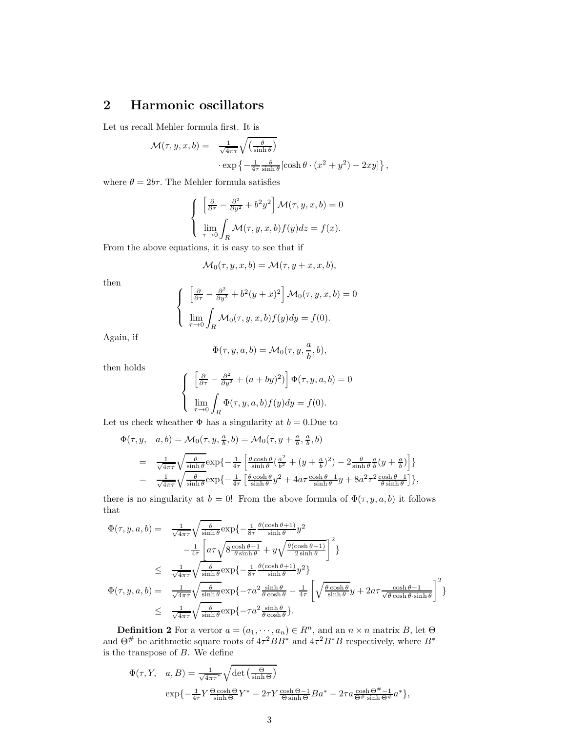## 2 Harmonic oscillators

Let us recall Mehler formula first. It is

$$
\begin{aligned}
\mathcal{M}(\tau, y, x, b) = \quad & \frac{1}{\sqrt{4\pi\tau}}\sqrt{\left(\frac{\theta}{\sinh\theta}\right)} \\
& \cdot \exp\left\{-\frac{1}{4\tau}\frac{\theta}{\sinh\theta}[\cosh\theta\cdot(x^2+y^2)-2xy]\right\},
\end{aligned}
$$

where $\theta = 2b\tau$. The Mehler formula satisfies

$$
\left\{
\begin{array}{l}
\left[\frac{\partial}{\partial\tau} - \frac{\partial^2}{\partial y^2} + b^2y^2\right]\mathcal{M}(\tau, y, x, b) = 0 \\
\lim\limits_{\tau\to 0}\int_R \mathcal{M}(\tau, y, x, b) f(y)dz = f(x).
\end{array}
\right.
$$

From the above equations, it is easy to see that if

$$
\mathcal{M}_0(\tau, y, x, b) = \mathcal{M}(\tau, y+x, x, b),
$$

then

$$
\left\{
\begin{array}{l}
\left[\frac{\partial}{\partial\tau} - \frac{\partial^2}{\partial y^2} + b^2(y+x)^2\right]\mathcal{M}_0(\tau, y, x, b) = 0 \\
\lim\limits_{\tau\to 0}\int_R \mathcal{M}_0(\tau, y, x, b) f(y)dy = f(0).
\end{array}
\right.
$$

Again, if

$$
\Phi(\tau, y, a, b) = \mathcal{M}_0(\tau, y, \frac{a}{b}, b),
$$

then holds

$$
\left\{
\begin{array}{l}
\left[\frac{\partial}{\partial\tau} - \frac{\partial^2}{\partial y^2} + (a+by)^2)\right]\Phi(\tau, y, a, b) = 0 \\
\lim\limits_{\tau\to 0}\int_R \Phi(\tau, y, a, b) f(y)dy = f(0).
\end{array}
\right.
$$

Let us check wheather $\Phi$ has a singularity at $b=0$.Due to

$$
\begin{aligned}
\Phi(\tau, y, \quad a, b) &= \mathcal{M}_0(\tau, y, \tfrac{a}{b}, b) = \mathcal{M}_0(\tau, y+\tfrac{a}{b}, \tfrac{a}{b}, b) \\
&= \frac{1}{\sqrt{4\pi\tau}}\sqrt{\frac{\theta}{\sinh\theta}}\exp\{-\frac{1}{4\tau}\left[\frac{\theta\cosh\theta}{\sinh\theta}(\frac{a^2}{b^2}+(y+\frac{a}{b})^2) - 2\frac{\theta}{\sinh\theta}\frac{a}{b}(y+\frac{a}{b})\right]\} \\
&= \frac{1}{\sqrt{4\pi\tau}}\sqrt{\frac{\theta}{\sinh\theta}}\exp\{-\frac{1}{4\tau}\left[\frac{\theta\cosh\theta}{\sinh\theta}y^2 + 4a\tau\frac{\cosh\theta-1}{\sinh\theta}y + 8a^2\tau^2\frac{\cosh\theta-1}{\theta\sinh\theta}\right]\},
\end{aligned}
$$

there is no singularity at $b=0$! From the above formula of $\Phi(\tau, y, a, b)$ it follows that

$$
\begin{aligned}
\Phi(\tau, y, a, b) = \quad & \frac{1}{\sqrt{4\pi\tau}}\sqrt{\frac{\theta}{\sinh\theta}}\exp\{-\frac{1}{8\tau}\frac{\theta(\cosh\theta+1)}{\sinh\theta}y^2 \\
& -\frac{1}{4\tau}\left[a\tau\sqrt{8\frac{\cosh\theta-1}{\theta\sinh\theta}} + y\sqrt{\frac{\theta(\cosh\theta-1)}{2\sinh\theta}}\right]^2\} \\
\leq \quad & \frac{1}{\sqrt{4\pi\tau}}\sqrt{\frac{\theta}{\sinh\theta}}\exp\{-\frac{1}{8\tau}\frac{\theta(\cosh\theta+1)}{\sinh\theta}y^2\} \\
\Phi(\tau, y, a, b) = \quad & \frac{1}{\sqrt{4\pi\tau}}\sqrt{\frac{\theta}{\sinh\theta}}\exp\{-\tau a^2\frac{\sinh\theta}{\theta\cosh\theta} - \frac{1}{4\tau}\left[\sqrt{\frac{\theta\cosh\theta}{\sinh\theta}}y + 2a\tau\frac{\cosh\theta-1}{\sqrt{\theta\cosh\theta\cdot\sinh\theta}}\right]^2\} \\
\leq \quad & \frac{1}{\sqrt{4\pi\tau}}\sqrt{\frac{\theta}{\sinh\theta}}\exp\{-\tau a^2\frac{\sinh\theta}{\theta\cosh\theta}\}.
\end{aligned}
$$

**Definition 2** For a vertor $a = (a_1, \cdots, a_n) \in R^n$, and an $n\times n$ matrix $B$, let $\Theta$ and $\Theta^{\#}$ be arithmetic square roots of $4\tau^2BB^*$ and $4\tau^2B^*B$ respectively, where $B^*$ is the transpose of $B$. We define

$$
\begin{aligned}
\Phi(\tau, Y, \quad a, B) &= \frac{1}{\sqrt{4\pi\tau}^n}\sqrt{\det\left(\frac{\Theta}{\sinh\Theta}\right)} \\
& \exp\{-\frac{1}{4\tau}Y\frac{\Theta\cosh\Theta}{\sinh\Theta}Y^* - 2\tau Y\frac{\cosh\Theta-1}{\Theta\sinh\Theta}Ba^* - 2\tau a\frac{\cosh\Theta^{\#}-1}{\Theta^{\#}\sinh\Theta^{\#}}a^*\},
\end{aligned}
$$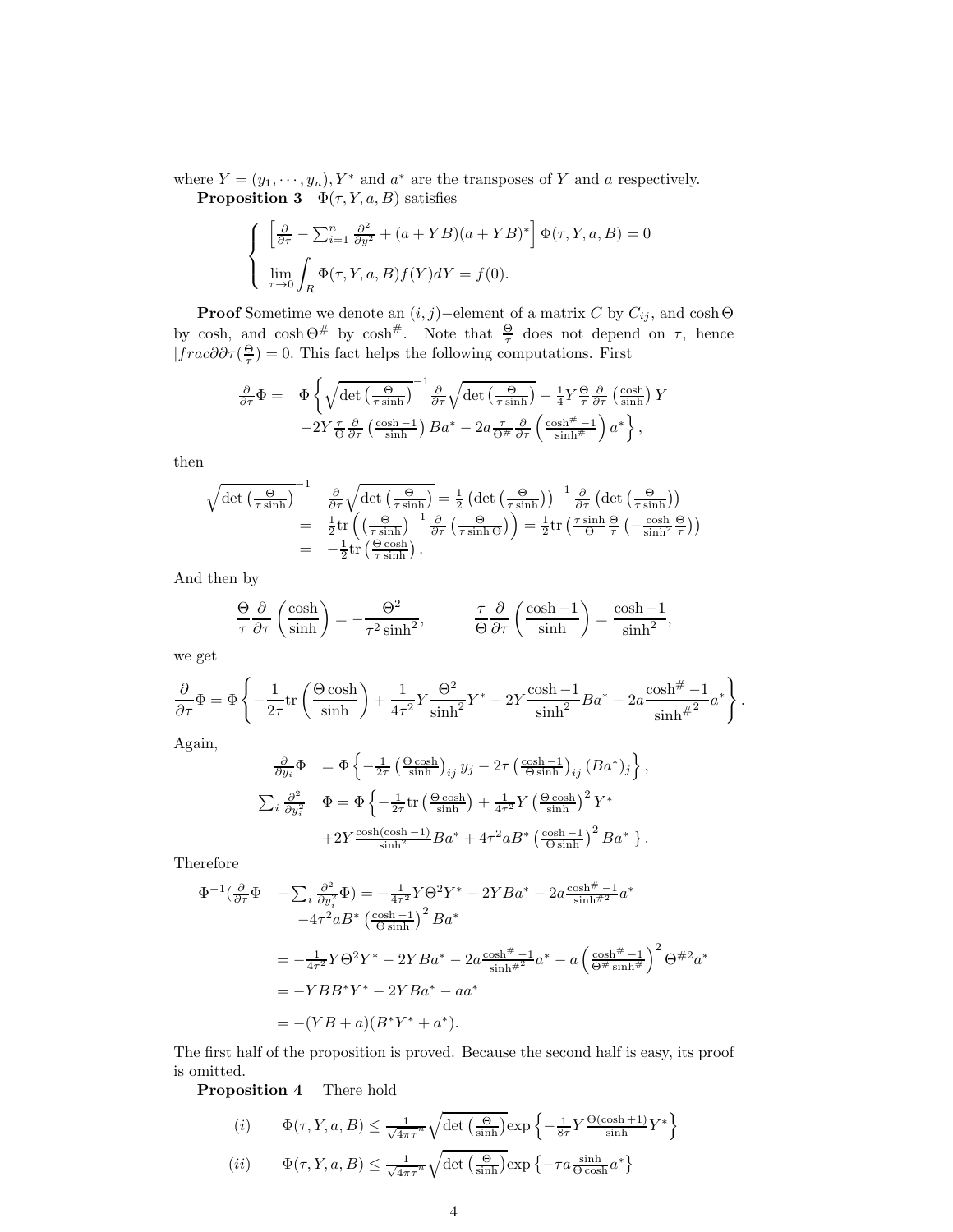where $Y = (y_1, \cdots, y_n), Y^*$ and $a^*$ are the transposes of $Y$ and $a$ respectively.

**Proposition 3** $\Phi(\tau, Y, a, B)$ satisfies

$$\begin{cases} \left[\frac{\partial}{\partial \tau} - \sum_{i=1}^n \frac{\partial^2}{\partial y_i^2} + (a + YB)(a + YB)^*\right] \Phi(\tau, Y, a, B) = 0 \\ \lim_{\tau \to 0} \int_R \Phi(\tau, Y, a, B) f(Y) dY = f(0). \end{cases}$$

**Proof** Sometime we denote an $(i,j)-$element of a matrix $C$ by $C_{ij}$, and $\cosh\Theta$ by cosh, and $\cosh\Theta^{\#}$ by $\cosh^{\#}$. Note that $\frac{\Theta}{\tau}$ does not depend on $\tau$, hence $|frac\partial\partial\tau(\frac{\Theta}{\tau}) = 0$. This fact helps the following computations. First

$$\begin{aligned} \frac{\partial}{\partial \tau}\Phi = \quad & \Phi\left\{ \sqrt{\det\left(\frac{\Theta}{\tau \sinh}\right)}^{-1} \frac{\partial}{\partial \tau} \sqrt{\det\left(\frac{\Theta}{\tau \sinh}\right)} - \frac{1}{4} Y \frac{\Theta}{\tau} \frac{\partial}{\partial \tau}\left(\frac{\cosh}{\sinh}\right) Y \right. \\ & \left. -2Y \frac{\tau}{\Theta} \frac{\partial}{\partial \tau}\left(\frac{\cosh - 1}{\sinh}\right) Ba^* - 2a \frac{\tau}{\Theta^{\#}} \frac{\partial}{\partial \tau}\left(\frac{\cosh^{\#} - 1}{\sinh^{\#}}\right) a^* \right\}, \end{aligned}$$

then

$$\begin{aligned} \sqrt{\det\left(\frac{\Theta}{\tau \sinh}\right)}^{-1} \quad & \frac{\partial}{\partial \tau}\sqrt{\det\left(\frac{\Theta}{\tau \sinh}\right)} = \frac{1}{2}\left(\det\left(\frac{\Theta}{\tau \sinh}\right)\right)^{-1} \frac{\partial}{\partial \tau}\left(\det\left(\frac{\Theta}{\tau \sinh}\right)\right) \\ = \quad & \frac{1}{2}\mathrm{tr}\left(\left(\frac{\Theta}{\tau \sinh}\right)^{-1} \frac{\partial}{\partial \tau}\left(\frac{\Theta}{\tau \sinh\Theta}\right)\right) = \frac{1}{2}\mathrm{tr}\left(\frac{\tau \sinh}{\Theta}\frac{\Theta}{\tau}\left(-\frac{\cosh}{\sinh^2}\frac{\Theta}{\tau}\right)\right) \\ = \quad & -\frac{1}{2}\mathrm{tr}\left(\frac{\Theta \cosh}{\tau \sinh}\right). \end{aligned}$$

And then by

$$\frac{\Theta}{\tau}\frac{\partial}{\partial \tau}\left(\frac{\cosh}{\sinh}\right) = -\frac{\Theta^2}{\tau^2 \sinh^2}, \qquad \frac{\tau}{\Theta}\frac{\partial}{\partial \tau}\left(\frac{\cosh - 1}{\sinh}\right) = \frac{\cosh - 1}{\sinh^2},$$

we get

$$\frac{\partial}{\partial \tau}\Phi = \Phi\left\{ -\frac{1}{2\tau}\mathrm{tr}\left(\frac{\Theta \cosh}{\sinh}\right) + \frac{1}{4\tau^2} Y \frac{\Theta^2}{\sinh^2} Y^* - 2Y \frac{\cosh - 1}{\sinh^2} Ba^* - 2a \frac{\cosh^{\#} - 1}{\sinh^{\#^2}} a^* \right\}.$$

Again,

$$\begin{aligned} \frac{\partial}{\partial y_i}\Phi \quad & = \Phi\left\{ -\frac{1}{2\tau}\left(\frac{\Theta \cosh}{\sinh}\right)_{ij} y_j - 2\tau\left(\frac{\cosh - 1}{\Theta \sinh}\right)_{ij} (Ba^*)_j \right\}, \\ \sum_i \frac{\partial^2}{\partial y_i^2} \quad & \Phi = \Phi\left\{ -\frac{1}{2\tau}\mathrm{tr}\left(\frac{\Theta \cosh}{\sinh}\right) + \frac{1}{4\tau^2} Y \left(\frac{\Theta \cosh}{\sinh}\right)^2 Y^* \right. \\ & \left. +2Y \frac{\cosh(\cosh - 1)}{\sinh^2} Ba^* + 4\tau^2 aB^* \left(\frac{\cosh - 1}{\Theta \sinh}\right)^2 Ba^* \right\}. \end{aligned}$$

Therefore

$$\begin{aligned} \Phi^{-1}(\frac{\partial}{\partial \tau}\Phi \quad & - \sum_i \frac{\partial^2}{\partial y_i^2}\Phi) = -\frac{1}{4\tau^2} Y\Theta^2 Y^* - 2YBa^* - 2a\frac{\cosh^{\#} - 1}{\sinh^{\#2}} a^* \\ & -4\tau^2 aB^* \left(\frac{\cosh - 1}{\Theta \sinh}\right)^2 Ba^* \\ & = -\frac{1}{4\tau^2} Y\Theta^2 Y^* - 2YBa^* - 2a\frac{\cosh^{\#} - 1}{\sinh^{\#2}} a^* - a\left(\frac{\cosh^{\#} - 1}{\Theta^{\#}\sinh^{\#}}\right)^2 \Theta^{\#2} a^* \\ & = -YBB^*Y^* - 2YBa^* - aa^* \\ & = -(YB + a)(B^*Y^* + a^*). \end{aligned}$$

The first half of the proposition is proved. Because the second half is easy, its proof is omitted.

**Proposition 4** There hold

$$(i) \qquad \Phi(\tau, Y, a, B) \leq \frac{1}{\sqrt{4\pi\tau}^n} \sqrt{\det\left(\frac{\Theta}{\sinh}\right)} \exp\left\{ -\frac{1}{8\tau} Y \frac{\Theta(\cosh + 1)}{\sinh} Y^* \right\}$$

$$(ii) \qquad \Phi(\tau, Y, a, B) \leq \frac{1}{\sqrt{4\pi\tau}^n} \sqrt{\det\left(\frac{\Theta}{\sinh}\right)} \exp\left\{ -\tau a \frac{\sinh}{\Theta \cosh} a^* \right\}$$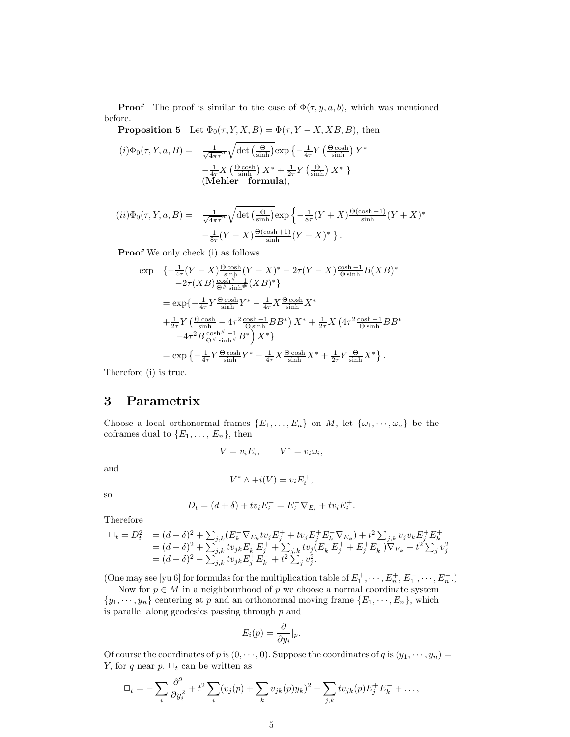**Proof** The proof is similar to the case of $\Phi(\tau, y, a, b)$, which was mentioned before.

**Proposition 5** Let $\Phi_0(\tau, Y, X, B) = \Phi(\tau, Y - X, XB, B)$, then

$$
\begin{aligned}
(i)\Phi_0(\tau, Y, a, B) = \quad & \frac{1}{\sqrt{4\pi\tau}^n}\sqrt{\det\left(\frac{\Theta}{\sinh}\right)}\exp\left\{-\frac{1}{4\tau}Y\left(\frac{\Theta\cosh}{\sinh}\right)Y^*\right. \\
& \left. -\frac{1}{4\tau}X\left(\frac{\Theta\cosh}{\sinh}\right)X^* + \frac{1}{2\tau}Y\left(\frac{\Theta}{\sinh}\right)X^*\right\} \\
& (\textbf{Mehler formula}),
\end{aligned}
$$

$$
\begin{aligned}
(ii)\Phi_0(\tau, Y, a, B) = \quad & \frac{1}{\sqrt{4\pi\tau}^n}\sqrt{\det\left(\frac{\Theta}{\sinh}\right)}\exp\left\{-\frac{1}{8\tau}(Y+X)\frac{\Theta(\cosh-1)}{\sinh}(Y+X)^*\right. \\
& \left. -\frac{1}{8\tau}(Y-X)\frac{\Theta(\cosh+1)}{\sinh}(Y-X)^*\right\}.
\end{aligned}
$$

**Proof** We only check (i) as follows

$$
\begin{aligned}
\exp \quad & \{-\tfrac{1}{4\tau}(Y-X)\tfrac{\Theta\cosh}{\sinh}(Y-X)^* - 2\tau(Y-X)\tfrac{\cosh-1}{\Theta\sinh}B(XB)^* \\
& -2\tau(XB)\tfrac{\cosh^\#-1}{\Theta^\#\sinh^\#}(XB)^*\} \\
& = \exp\{-\tfrac{1}{4\tau}Y\tfrac{\Theta\cosh}{\sinh}Y^* - \tfrac{1}{4\tau}X\tfrac{\Theta\cosh}{\sinh}X^* \\
& + \tfrac{1}{2\tau}Y\left(\tfrac{\Theta\cosh}{\sinh} - 4\tau^2\tfrac{\cosh-1}{\Theta\sinh}BB^*\right)X^* + \tfrac{1}{2\tau}X\left(4\tau^2\tfrac{\cosh-1}{\Theta\sinh}BB^*\right. \\
& \left. -4\tau^2 B\tfrac{\cosh^\#-1}{\Theta^\#\sinh^\#}B^*\right)X^*\} \\
& = \exp\left\{-\tfrac{1}{4\tau}Y\tfrac{\Theta\cosh}{\sinh}Y^* - \tfrac{1}{4\tau}X\tfrac{\Theta\cosh}{\sinh}X^* + \tfrac{1}{2\tau}Y\tfrac{\Theta}{\sinh}X^*\right\}.
\end{aligned}
$$

Therefore (i) is true.

# 3 Parametrix

Choose a local orthonormal frames $\{E_1, \ldots, E_n\}$ on $M$, let $\{\omega_1, \cdots, \omega_n\}$ be the coframes dual to $\{E_1, \ldots, E_n\}$, then

$$
V = v_i E_i, \qquad V^* = v_i \omega_i,
$$

and

$$
V^* \wedge + i(V) = v_i E_i^+,
$$

so

$$
D_t = (d+\delta) + t v_i E_i^+ = E_i^- \nabla_{E_i} + t v_i E_i^+.
$$

Therefore

$$
\begin{aligned}
\Box_t = D_t^2 \quad & = (d+\delta)^2 + \sum_{j,k}(E_k^- \nabla_{E_k} t v_j E_j^+ + t v_j E_j^+ E_k^- \nabla_{E_k}) + t^2 \sum_{j,k} v_j v_k E_j^+ E_k^+ \\
& = (d+\delta)^2 + \sum_{j,k} t v_{jk} E_k^- E_j^+ + \sum_{j,k} t v_j (E_k^- E_j^+ + E_j^+ E_k^-)\nabla_{E_k} + t^2 \sum_j v_j^2 \\
& = (d+\delta)^2 - \sum_{j,k} t v_{jk} E_j^+ E_k^- + t^2 \sum_j v_j^2.
\end{aligned}
$$

(One may see [yu 6] for formulas for the multiplication table of $E_1^+, \cdots, E_n^+, E_1^-, \cdots, E_n^-$.)

Now for $p \in M$ in a neighbourhood of $p$ we choose a normal coordinate system $\{y_1, \cdots, y_n\}$ centering at $p$ and an orthonormal moving frame $\{E_1, \cdots, E_n\}$, which is parallel along geodesics passing through $p$ and

$$
E_i(p) = \frac{\partial}{\partial y_i}|_p.
$$

Of course the coordinates of $p$ is $(0, \cdots, 0)$. Suppose the coordinates of $q$ is $(y_1, \cdots, y_n) = Y$, for $q$ near $p$. $\Box_t$ can be written as

$$
\Box_t = -\sum_i \frac{\partial^2}{\partial y_i^2} + t^2 \sum_i (v_j(p) + \sum_k v_{jk}(p) y_k)^2 - \sum_{j,k} t v_{jk}(p) E_j^+ E_k^- + \ldots,
$$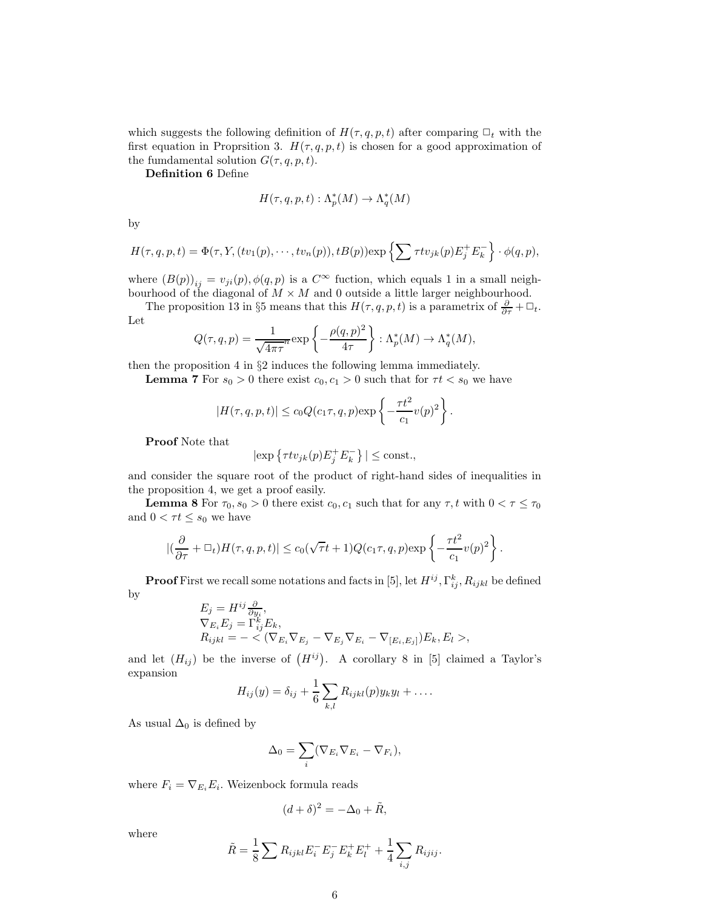which suggests the following definition of $H(\tau, q, p, t)$ after comparing $\Box_t$ with the first equation in Proprsition 3. $H(\tau, q, p, t)$ is chosen for a good approximation of the fumdamental solution $G(\tau, q, p, t)$.

**Definition 6** Define

$$H(\tau, q, p, t) : \Lambda_p^*(M) \to \Lambda_q^*(M)$$

by

$$H(\tau, q, p, t) = \Phi(\tau, Y, (tv_1(p), \cdots, tv_n(p)), tB(p)) \exp\left\{\sum \tau t v_{jk}(p) E_j^+ E_k^-\right\} \cdot \phi(q, p),$$

where $(B(p))_{ij} = v_{ji}(p), \phi(q, p)$ is a $C^\infty$ fuction, which equals 1 in a small neighbourhood of the diagonal of $M \times M$ and 0 outside a little larger neighbourhood.

The proposition 13 in §5 means that this $H(\tau, q, p, t)$ is a parametrix of $\frac{\partial}{\partial \tau} + \Box_t$. Let

$$Q(\tau, q, p) = \frac{1}{\sqrt{4\pi\tau}^n} \exp\left\{-\frac{\rho(q, p)^2}{4\tau}\right\} : \Lambda_p^*(M) \to \Lambda_q^*(M),$$

then the proposition 4 in §2 induces the following lemma immediately.

**Lemma 7** For $s_0 > 0$ there exist $c_0, c_1 > 0$ such that for $\tau t < s_0$ we have

$$|H(\tau, q, p, t)| \leq c_0 Q(c_1 \tau, q, p) \exp\left\{-\frac{\tau t^2}{c_1} v(p)^2\right\}.$$

**Proof** Note that

$$|\exp\left\{\tau t v_{jk}(p) E_j^+ E_k^-\right\}| \leq \text{const.},$$

and consider the square root of the product of right-hand sides of inequalities in the proposition 4, we get a proof easily.

**Lemma 8** For $\tau_0, s_0 > 0$ there exist $c_0, c_1$ such that for any $\tau, t$ with $0 < \tau \leq \tau_0$ and $0 < \tau t \leq s_0$ we have

$$|(\frac{\partial}{\partial \tau} + \Box_t) H(\tau, q, p, t)| \leq c_0 (\sqrt{\tau} t + 1) Q(c_1 \tau, q, p) \exp\left\{-\frac{\tau t^2}{c_1} v(p)^2\right\}.$$

**Proof** First we recall some notations and facts in [5], let $H^{ij}, \Gamma_{ij}^k, R_{ijkl}$ be defined by

$$\begin{aligned}
&E_j = H^{ij} \frac{\partial}{\partial y_i}, \\
&\nabla_{E_i} E_j = \Gamma_{ij}^k E_k, \\
&R_{ijkl} = - < (\nabla_{E_i} \nabla_{E_j} - \nabla_{E_j} \nabla_{E_i} - \nabla_{[E_i, E_j]}) E_k, E_l >,
\end{aligned}$$

and let $(H_{ij})$ be the inverse of $(H^{ij})$. A corollary 8 in [5] claimed a Taylor's expansion

$$H_{ij}(y) = \delta_{ij} + \frac{1}{6} \sum_{k,l} R_{ijkl}(p) y_k y_l + \dots.$$

As usual $\Delta_0$ is defined by

$$\Delta_0 = \sum_i (\nabla_{E_i} \nabla_{E_i} - \nabla_{F_i}),$$

where $F_i = \nabla_{E_i} E_i$. Weizenbock formula reads

$$(d + \delta)^2 = -\Delta_0 + \tilde{R},$$

where

$$\tilde{R} = \frac{1}{8} \sum R_{ijkl} E_i^- E_j^- E_k^+ E_l^+ + \frac{1}{4} \sum_{i,j} R_{ijij}.$$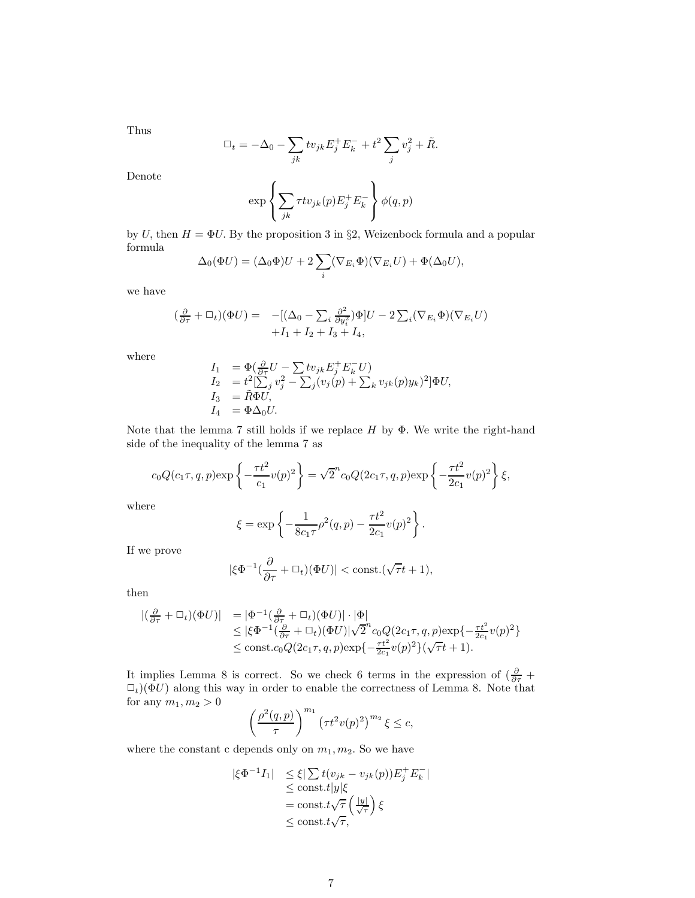Thus

$$\Box_t = -\Delta_0 - \sum_{jk} tv_{jk}E_j^+E_k^- + t^2\sum_j v_j^2 + \tilde{R}.$$

Denote

$$\exp\left\{\sum_{jk}\tau t v_{jk}(p)E_j^+E_k^-\right\}\phi(q,p)$$

by $U$, then $H = \Phi U$. By the proposition 3 in §2, Weizenbock formula and a popular formula

$$\Delta_0(\Phi U) = (\Delta_0\Phi)U + 2\sum_i(\nabla_{E_i}\Phi)(\nabla_{E_i}U) + \Phi(\Delta_0 U),$$

we have

$$\begin{aligned}(\tfrac{\partial}{\partial\tau} + \Box_t)(\Phi U) = \;& -[(\Delta_0 - \textstyle\sum_i \frac{\partial^2}{\partial y_i^2})\Phi]U - 2\sum_i(\nabla_{E_i}\Phi)(\nabla_{E_i}U)\\ & + I_1 + I_2 + I_3 + I_4,\end{aligned}$$

where

$$\begin{aligned} I_1 &= \Phi(\tfrac{\partial}{\partial\tau}U - \textstyle\sum tv_{jk}E_j^+E_k^-U)\\ I_2 &= t^2[\textstyle\sum_j v_j^2 - \sum_j(v_j(p) + \sum_k v_{jk}(p)y_k)^2]\Phi U,\\ I_3 &= \tilde{R}\Phi U,\\ I_4 &= \Phi\Delta_0 U.\end{aligned}$$

Note that the lemma 7 still holds if we replace $H$ by $\Phi$. We write the right-hand side of the inequality of the lemma 7 as

$$c_0 Q(c_1\tau, q, p)\exp\left\{-\frac{\tau t^2}{c_1}v(p)^2\right\} = \sqrt{2}^n c_0 Q(2c_1\tau, q, p)\exp\left\{-\frac{\tau t^2}{2c_1}v(p)^2\right\}\xi,$$

where

$$\xi = \exp\left\{-\frac{1}{8c_1\tau}\rho^2(q,p) - \frac{\tau t^2}{2c_1}v(p)^2\right\}.$$

If we prove

$$|\xi\Phi^{-1}(\frac{\partial}{\partial\tau} + \Box_t)(\Phi U)| < \text{const.}(\sqrt{\tau}t + 1),$$

then

$$\begin{aligned}|(\tfrac{\partial}{\partial\tau} + \Box_t)(\Phi U)| &= |\Phi^{-1}(\tfrac{\partial}{\partial\tau} + \Box_t)(\Phi U)|\cdot|\Phi|\\ &\le |\xi\Phi^{-1}(\tfrac{\partial}{\partial\tau} + \Box_t)(\Phi U)|\sqrt{2}^n c_0 Q(2c_1\tau, q, p)\exp\{-\tfrac{\tau t^2}{2c_1}v(p)^2\}\\ &\le \text{const.}c_0 Q(2c_1\tau, q, p)\exp\{-\tfrac{\tau t^2}{2c_1}v(p)^2\}(\sqrt{\tau}t + 1).\end{aligned}$$

It implies Lemma 8 is correct. So we check 6 terms in the expression of $(\frac{\partial}{\partial\tau} + \Box_t)(\Phi U)$ along this way in order to enable the correctness of Lemma 8. Note that for any $m_1, m_2 > 0$

$$\left(\frac{\rho^2(q,p)}{\tau}\right)^{m_1}\left(\tau t^2 v(p)^2\right)^{m_2}\xi \le c,$$

where the constant c depends only on $m_1, m_2$. So we have

$$\begin{aligned}|\xi\Phi^{-1}I_1| &\le \xi|\textstyle\sum t(v_{jk} - v_{jk}(p))E_j^+E_k^-|\\ &\le \text{const.}t|y|\xi\\ &= \text{const.}t\sqrt{\tau}\left(\tfrac{|y|}{\sqrt{\tau}}\right)\xi\\ &\le \text{const.}t\sqrt{\tau},\end{aligned}$$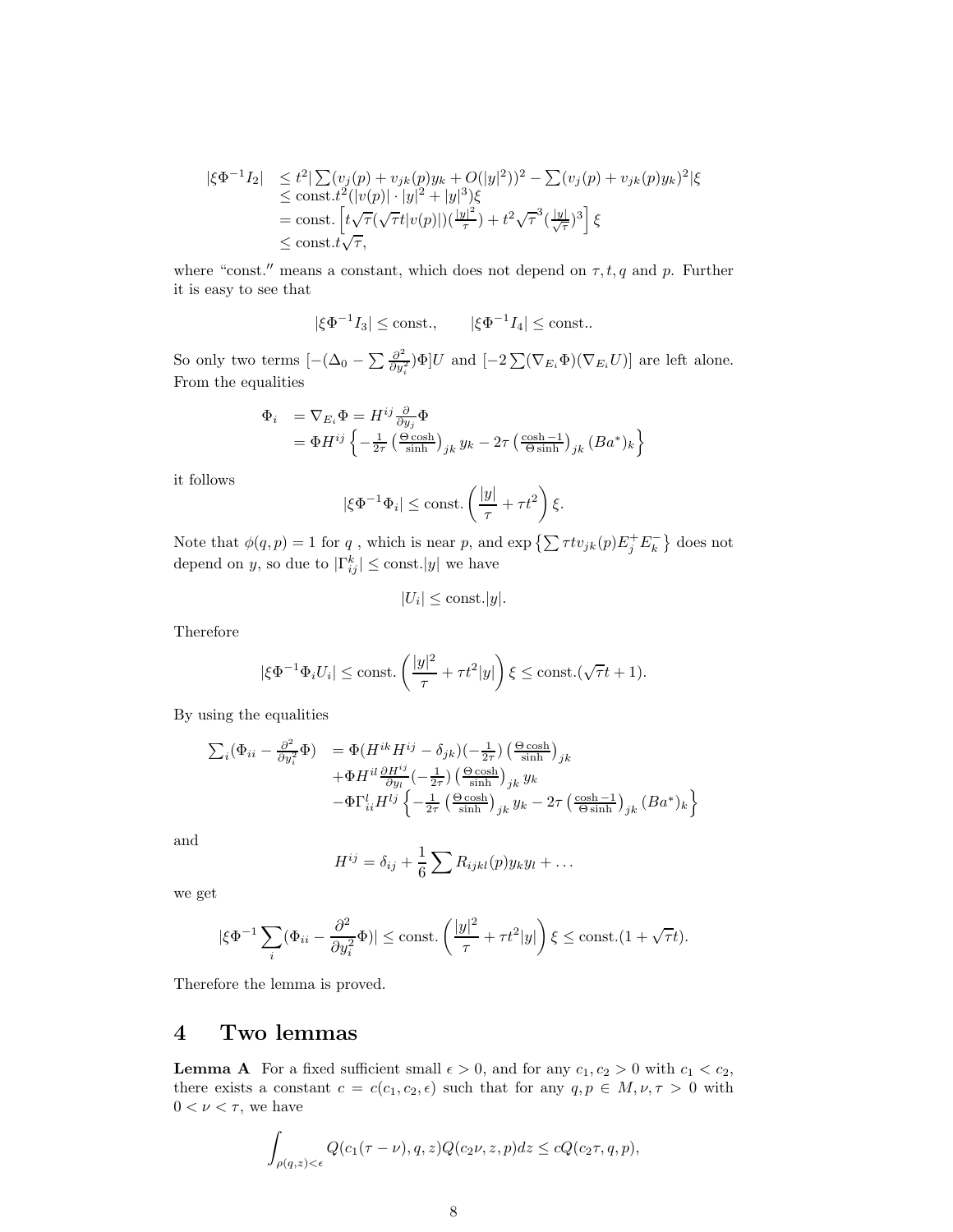$$
\begin{aligned}
|\xi\Phi^{-1}I_2| &\leq t^2|\sum(v_j(p)+v_{jk}(p)y_k+O(|y|^2))^2-\sum(v_j(p)+v_{jk}(p)y_k)^2|\xi \\
&\leq \text{const.}t^2(|v(p)|\cdot|y|^2+|y|^3)\xi \\
&= \text{const.}\left[t\sqrt{\tau}(\sqrt{\tau}t|v(p)|)(\tfrac{|y|^2}{\tau})+t^2\sqrt{\tau}^3(\tfrac{|y|}{\sqrt{\tau}})^3\right]\xi \\
&\leq \text{const.}t\sqrt{\tau},
\end{aligned}
$$

where "const." means a constant, which does not depend on $\tau, t, q$ and $p$. Further it is easy to see that

$$
|\xi\Phi^{-1}I_3| \leq \text{const.}, \qquad |\xi\Phi^{-1}I_4| \leq \text{const.}.
$$

So only two terms $[-(\Delta_0-\sum\frac{\partial^2}{\partial y_i^2})\Phi]U$ and $[-2\sum(\nabla_{E_i}\Phi)(\nabla_{E_i}U)]$ are left alone. From the equalities

$$
\begin{aligned}
\Phi_i &= \nabla_{E_i}\Phi = H^{ij}\frac{\partial}{\partial y_j}\Phi \\
&= \Phi H^{ij}\left\{-\frac{1}{2\tau}\left(\frac{\Theta\cosh}{\sinh}\right)_{jk}y_k-2\tau\left(\frac{\cosh-1}{\Theta\sinh}\right)_{jk}(Ba^*)_k\right\}
\end{aligned}
$$

it follows

$$
|\xi\Phi^{-1}\Phi_i| \leq \text{const.}\left(\frac{|y|}{\tau}+\tau t^2\right)\xi.
$$

Note that $\phi(q,p)=1$ for $q$ , which is near $p$, and $\exp\left\{\sum\tau t v_{jk}(p)E_j^+E_k^-\right\}$ does not depend on $y$, so due to $|\Gamma_{ij}^k| \leq \text{const.}|y|$ we have

$$
|U_i| \leq \text{const.}|y|.
$$

Therefore

$$
|\xi\Phi^{-1}\Phi_iU_i| \leq \text{const.}\left(\frac{|y|^2}{\tau}+\tau t^2|y|\right)\xi \leq \text{const.}(\sqrt{\tau}t+1).
$$

By using the equalities

$$
\begin{aligned}
\sum_i(\Phi_{ii}-\frac{\partial^2}{\partial y_i^2}\Phi) &= \Phi(H^{ik}H^{ij}-\delta_{jk})(-\frac{1}{2\tau})\left(\frac{\Theta\cosh}{\sinh}\right)_{jk} \\
&+\Phi H^{il}\frac{\partial H^{ij}}{\partial y_l}(-\frac{1}{2\tau})\left(\frac{\Theta\cosh}{\sinh}\right)_{jk}y_k \\
&-\Phi\Gamma_{ii}^lH^{lj}\left\{-\frac{1}{2\tau}\left(\frac{\Theta\cosh}{\sinh}\right)_{jk}y_k-2\tau\left(\frac{\cosh-1}{\Theta\sinh}\right)_{jk}(Ba^*)_k\right\}
\end{aligned}
$$

and

$$
H^{ij}=\delta_{ij}+\frac{1}{6}\sum R_{ijkl}(p)y_ky_l+\ldots
$$

we get

$$
|\xi\Phi^{-1}\sum_i(\Phi_{ii}-\frac{\partial^2}{\partial y_i^2}\Phi)| \leq \text{const.}\left(\frac{|y|^2}{\tau}+\tau t^2|y|\right)\xi \leq \text{const.}(1+\sqrt{\tau}t).
$$

Therefore the lemma is proved.

# 4 Two lemmas

**Lemma A** For a fixed sufficient small $\epsilon>0$, and for any $c_1,c_2>0$ with $c_1<c_2$, there exists a constant $c=c(c_1,c_2,\epsilon)$ such that for any $q,p\in M,\nu,\tau>0$ with $0<\nu<\tau$, we have

$$
\int_{\rho(q,z)<\epsilon}Q(c_1(\tau-\nu),q,z)Q(c_2\nu,z,p)dz \leq cQ(c_2\tau,q,p),
$$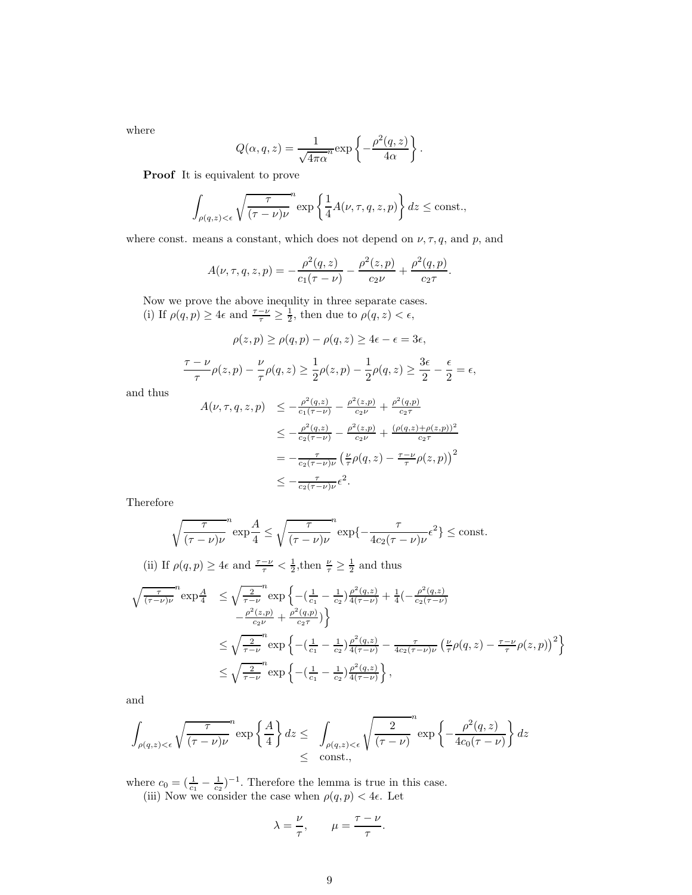where

$$Q(\alpha, q, z) = \frac{1}{\sqrt{4\pi\alpha}^n} \exp\left\{-\frac{\rho^2(q,z)}{4\alpha}\right\}.$$

**Proof** It is equivalent to prove

$$\int_{\rho(q,z)<\epsilon} \sqrt{\frac{\tau}{(\tau-\nu)\nu}}^n \exp\left\{\frac{1}{4}A(\nu,\tau,q,z,p)\right\} dz \le \text{const.},$$

where const. means a constant, which does not depend on $\nu, \tau, q$, and $p$, and

$$A(\nu,\tau,q,z,p) = -\frac{\rho^2(q,z)}{c_1(\tau-\nu)} - \frac{\rho^2(z,p)}{c_2\nu} + \frac{\rho^2(q,p)}{c_2\tau}.$$

Now we prove the above inequlity in three separate cases.
(i) If $\rho(q,p) \ge 4\epsilon$ and $\frac{\tau-\nu}{\tau} \ge \frac{1}{2}$, then due to $\rho(q,z) < \epsilon$,

$$\rho(z,p) \ge \rho(q,p) - \rho(q,z) \ge 4\epsilon - \epsilon = 3\epsilon,$$

$$\frac{\tau-\nu}{\tau}\rho(z,p) - \frac{\nu}{\tau}\rho(q,z) \ge \frac{1}{2}\rho(z,p) - \frac{1}{2}\rho(q,z) \ge \frac{3\epsilon}{2} - \frac{\epsilon}{2} = \epsilon,$$

and thus

$$\begin{aligned}
A(\nu,\tau,q,z,p) &\le -\frac{\rho^2(q,z)}{c_1(\tau-\nu)} - \frac{\rho^2(z,p)}{c_2\nu} + \frac{\rho^2(q,p)}{c_2\tau} \\
&\le -\frac{\rho^2(q,z)}{c_2(\tau-\nu)} - \frac{\rho^2(z,p)}{c_2\nu} + \frac{(\rho(q,z)+\rho(z,p))^2}{c_2\tau} \\
&= -\frac{\tau}{c_2(\tau-\nu)\nu}\left(\frac{\nu}{\tau}\rho(q,z) - \frac{\tau-\nu}{\tau}\rho(z,p)\right)^2 \\
&\le -\frac{\tau}{c_2(\tau-\nu)\nu}\epsilon^2.
\end{aligned}$$

Therefore

$$\sqrt{\frac{\tau}{(\tau-\nu)\nu}}^n \exp\frac{A}{4} \le \sqrt{\frac{\tau}{(\tau-\nu)\nu}}^n \exp\left\{-\frac{\tau}{4c_2(\tau-\nu)\nu}\epsilon^2\right\} \le \text{const.}$$

(ii) If $\rho(q,p) \ge 4\epsilon$ and $\frac{\tau-\nu}{\tau} < \frac{1}{2}$, then $\frac{\nu}{\tau} \ge \frac{1}{2}$ and thus

$$\begin{aligned}
\sqrt{\frac{\tau}{(\tau-\nu)\nu}}^n \exp\frac{A}{4} &\le \sqrt{\frac{2}{\tau-\nu}}^n \exp\Big\{-\left(\frac{1}{c_1}-\frac{1}{c_2}\right)\frac{\rho^2(q,z)}{4(\tau-\nu)} + \frac{1}{4}\Big(-\frac{\rho^2(q,z)}{c_2(\tau-\nu)} \\
&\qquad - \frac{\rho^2(z,p)}{c_2\nu} + \frac{\rho^2(q,p)}{c_2\tau}\Big)\Big\} \\
&\le \sqrt{\frac{2}{\tau-\nu}}^n \exp\left\{-\left(\frac{1}{c_1}-\frac{1}{c_2}\right)\frac{\rho^2(q,z)}{4(\tau-\nu)} - \frac{\tau}{4c_2(\tau-\nu)\nu}\left(\frac{\nu}{\tau}\rho(q,z) - \frac{\tau-\nu}{\tau}\rho(z,p)\right)^2\right\} \\
&\le \sqrt{\frac{2}{\tau-\nu}}^n \exp\left\{-\left(\frac{1}{c_1}-\frac{1}{c_2}\right)\frac{\rho^2(q,z)}{4(\tau-\nu)}\right\},
\end{aligned}$$

and

$$\begin{aligned}
\int_{\rho(q,z)<\epsilon} \sqrt{\frac{\tau}{(\tau-\nu)\nu}}^n \exp\left\{\frac{A}{4}\right\} dz &\le \int_{\rho(q,z)<\epsilon} \sqrt{\frac{2}{(\tau-\nu)}}^n \exp\left\{-\frac{\rho^2(q,z)}{4c_0(\tau-\nu)}\right\} dz \\
&\le \text{const.},
\end{aligned}$$

where $c_0 = (\frac{1}{c_1} - \frac{1}{c_2})^{-1}$. Therefore the lemma is true in this case.
(iii) Now we consider the case when $\rho(q,p) < 4\epsilon$. Let

$$\lambda = \frac{\nu}{\tau}, \qquad \mu = \frac{\tau-\nu}{\tau}.$$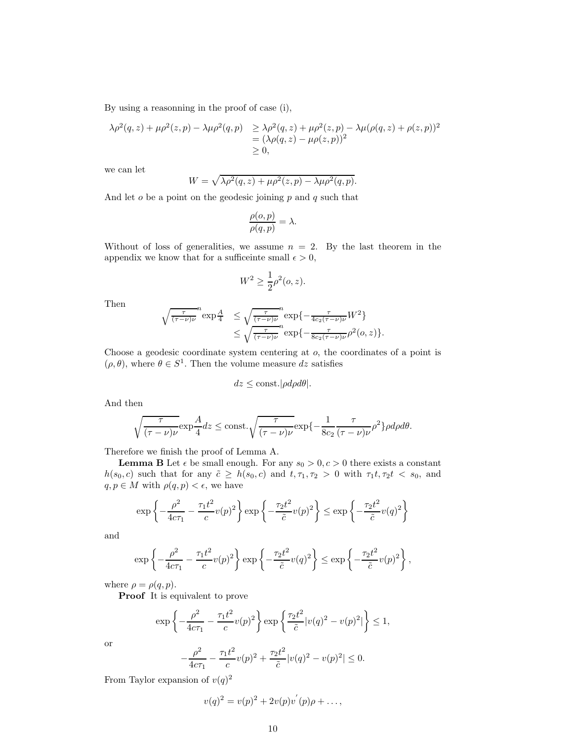By using a reasonning in the proof of case (i),

$$
\begin{aligned}
\lambda\rho^2(q,z)+\mu\rho^2(z,p)-\lambda\mu\rho^2(q,p) &\geq \lambda\rho^2(q,z)+\mu\rho^2(z,p)-\lambda\mu(\rho(q,z)+\rho(z,p))^2\\
&= (\lambda\rho(q,z)-\mu\rho(z,p))^2\\
&\geq 0,
\end{aligned}
$$

we can let

$$
W=\sqrt{\lambda\rho^2(q,z)+\mu\rho^2(z,p)-\lambda\mu\rho^2(q,p)}.
$$

And let $o$ be a point on the geodesic joining $p$ and $q$ such that

$$
\frac{\rho(o,p)}{\rho(q,p)}=\lambda.
$$

Without of loss of generalities, we assume $n=2$. By the last theorem in the appendix we know that for a sufficeinte small $\epsilon>0$,

$$
W^2\geq \frac{1}{2}\rho^2(o,z).
$$

Then

$$
\begin{aligned}
\sqrt{\tfrac{\tau}{(\tau-\nu)\nu}}^{\,n}\exp\tfrac{A}{4} &\leq \sqrt{\tfrac{\tau}{(\tau-\nu)\nu}}^{\,n}\exp\{-\tfrac{\tau}{4c_2(\tau-\nu)\nu}W^2\}\\
&\leq \sqrt{\tfrac{\tau}{(\tau-\nu)\nu}}^{\,n}\exp\{-\tfrac{\tau}{8c_2(\tau-\nu)\nu}\rho^2(o,z)\}.
\end{aligned}
$$

Choose a geodesic coordinate system centering at $o$, the coordinates of a point is $(\rho,\theta)$, where $\theta\in S^1$. Then the volume measure $dz$ satisfies

$$
dz\leq \text{const.}|\rho d\rho d\theta|.
$$

And then

$$
\sqrt{\frac{\tau}{(\tau-\nu)\nu}}\exp\frac{A}{4}dz\leq \text{const.}\sqrt{\frac{\tau}{(\tau-\nu)\nu}}\exp\{-\frac{1}{8c_2}\frac{\tau}{(\tau-\nu)\nu}\rho^2\}\rho d\rho d\theta.
$$

Therefore we finish the proof of Lemma A.

**Lemma B** Let $\epsilon$ be small enough. For any $s_0>0, c>0$ there exists a constant $h(s_0,c)$ such that for any $\tilde{c}\geq h(s_0,c)$ and $t,\tau_1,\tau_2>0$ with $\tau_1 t,\tau_2 t<s_0$, and $q,p\in M$ with $\rho(q,p)<\epsilon$, we have

$$
\exp\left\{-\frac{\rho^2}{4c\tau_1}-\frac{\tau_1 t^2}{c}v(p)^2\right\}\exp\left\{-\frac{\tau_2 t^2}{\tilde{c}}v(p)^2\right\}\leq \exp\left\{-\frac{\tau_2 t^2}{\tilde{c}}v(q)^2\right\}
$$

and

$$
\exp\left\{-\frac{\rho^2}{4c\tau_1}-\frac{\tau_1 t^2}{c}v(p)^2\right\}\exp\left\{-\frac{\tau_2 t^2}{\tilde{c}}v(q)^2\right\}\leq \exp\left\{-\frac{\tau_2 t^2}{\tilde{c}}v(p)^2\right\},
$$

where $\rho=\rho(q,p)$.

**Proof** It is equivalent to prove

$$
\exp\left\{-\frac{\rho^2}{4c\tau_1}-\frac{\tau_1 t^2}{c}v(p)^2\right\}\exp\left\{\frac{\tau_2 t^2}{\tilde{c}}|v(q)^2-v(p)^2|\right\}\leq 1,
$$

or

$$
-\frac{\rho^2}{4c\tau_1}-\frac{\tau_1 t^2}{c}v(p)^2+\frac{\tau_2 t^2}{\tilde{c}}|v(q)^2-v(p)^2|\leq 0.
$$

From Taylor expansion of $v(q)^2$

$$
v(q)^2=v(p)^2+2v(p)v'(p)\rho+\ldots,
$$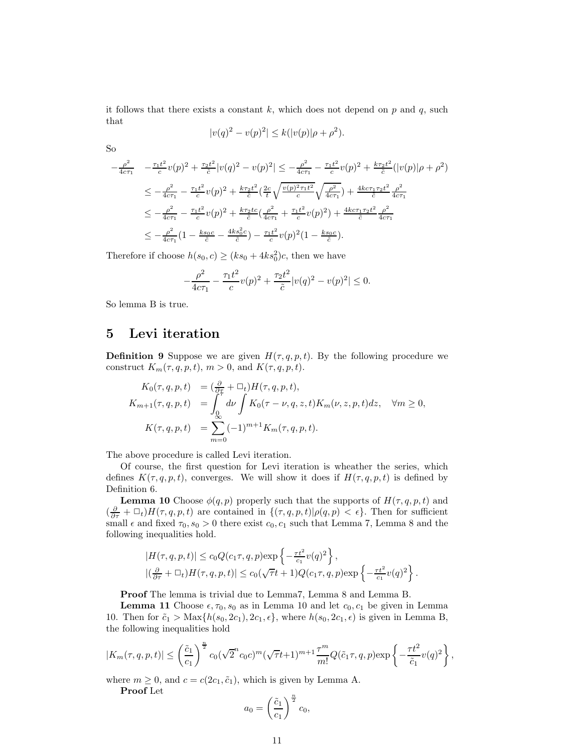it follows that there exists a constant $k$, which does not depend on $p$ and $q$, such that

$$|v(q)^2 - v(p)^2| \leq k(|v(p)|\rho + \rho^2).$$

So

$$\begin{aligned}
-\tfrac{\rho^2}{4c\tau_1} \quad -\tfrac{\tau_1 t^2}{c}v(p)^2 + \tfrac{\tau_2 t^2}{\tilde{c}}|v(q)^2 - v(p)^2| &\leq -\tfrac{\rho^2}{4c\tau_1} - \tfrac{\tau_1 t^2}{c}v(p)^2 + \tfrac{k\tau_2 t^2}{\tilde{c}}(|v(p)|\rho + \rho^2) \\
&\leq -\tfrac{\rho^2}{4c\tau_1} - \tfrac{\tau_1 t^2}{c}v(p)^2 + \tfrac{k\tau_2 t^2}{\tilde{c}}\left(\tfrac{2c}{t}\sqrt{\tfrac{v(p)^2\tau_1 t^2}{c}}\sqrt{\tfrac{\rho^2}{4c\tau_1}}\right) + \tfrac{4kc\tau_1\tau_2 t^2}{\tilde{c}}\tfrac{\rho^2}{4c\tau_1} \\
&\leq -\tfrac{\rho^2}{4c\tau_1} - \tfrac{\tau_1 t^2}{c}v(p)^2 + \tfrac{k\tau_2 tc}{\tilde{c}}\left(\tfrac{\rho^2}{4c\tau_1} + \tfrac{\tau_1 t^2}{c}v(p)^2\right) + \tfrac{4kc\tau_1\tau_2 t^2}{\tilde{c}}\tfrac{\rho^2}{4c\tau_1} \\
&\leq -\tfrac{\rho^2}{4c\tau_1}\left(1 - \tfrac{ks_0c}{\tilde{c}} - \tfrac{4ks_0^2c}{\tilde{c}}\right) - \tfrac{\tau_1 t^2}{c}v(p)^2\left(1 - \tfrac{ks_0c}{\tilde{c}}\right).
\end{aligned}$$

Therefore if choose $h(s_0, c) \geq (ks_0 + 4ks_0^2)c$, then we have

$$-\frac{\rho^2}{4c\tau_1} - \frac{\tau_1 t^2}{c}v(p)^2 + \frac{\tau_2 t^2}{\tilde{c}}|v(q)^2 - v(p)^2| \leq 0.$$

So lemma B is true.

## 5 Levi iteration

**Definition 9** Suppose we are given $H(\tau, q, p, t)$. By the following procedure we construct $K_m(\tau, q, p, t)$, $m > 0$, and $K(\tau, q, p, t)$.

$$\begin{aligned}
K_0(\tau, q, p, t) &= \left(\tfrac{\partial}{\partial \tau} + \Box_t\right)H(\tau, q, p, t), \\
K_{m+1}(\tau, q, p, t) &= \int_0^\tau d\nu \int K_0(\tau - \nu, q, z, t)K_m(\nu, z, p, t)dz, \quad \forall m \geq 0, \\
K(\tau, q, p, t) &= \sum_{m=0}^{\infty} (-1)^{m+1} K_m(\tau, q, p, t).
\end{aligned}$$

The above procedure is called Levi iteration.

Of course, the first question for Levi iteration is wheather the series, which defines $K(\tau, q, p, t)$, converges. We will show it does if $H(\tau, q, p, t)$ is defined by Definition 6.

**Lemma 10** Choose $\phi(q, p)$ properly such that the supports of $H(\tau, q, p, t)$ and $(\frac{\partial}{\partial \tau} + \Box_t)H(\tau, q, p, t)$ are contained in $\{(\tau, q, p, t)|\rho(q, p) < \epsilon\}$. Then for sufficient small $\epsilon$ and fixed $\tau_0, s_0 > 0$ there exist $c_0, c_1$ such that Lemma 7, Lemma 8 and the following inequalities hold.

$$\begin{aligned}
&|H(\tau, q, p, t)| \leq c_0 Q(c_1\tau, q, p)\exp\left\{-\tfrac{\tau t^2}{c_1}v(q)^2\right\}, \\
&|(\tfrac{\partial}{\partial \tau} + \Box_t)H(\tau, q, p, t)| \leq c_0(\sqrt{\tau}t + 1)Q(c_1\tau, q, p)\exp\left\{-\tfrac{\tau t^2}{c_1}v(q)^2\right\}.
\end{aligned}$$

**Proof** The lemma is trivial due to Lemma7, Lemma 8 and Lemma B.

**Lemma 11** Choose $\epsilon, \tau_0, s_0$ as in Lemma 10 and let $c_0, c_1$ be given in Lemma 10. Then for $\tilde{c}_1 > \mathrm{Max}\{h(s_0, 2c_1), 2c_1, \epsilon\}$, where $h(s_0, 2c_1, \epsilon)$ is given in Lemma B, the following inequalities hold

$$|K_m(\tau, q, p, t)| \leq \left(\frac{\tilde{c}_1}{c_1}\right)^{\frac{n}{2}} c_0(\sqrt{2}^n c_0 c)^m(\sqrt{\tau}t + 1)^{m+1}\frac{\tau^m}{m!}Q(\tilde{c}_1\tau, q, p)\exp\left\{-\frac{\tau t^2}{\tilde{c}_1}v(q)^2\right\},$$

where $m \geq 0$, and $c = c(2c_1, \tilde{c}_1)$, which is given by Lemma A.

**Proof** Let

$$a_0 = \left(\frac{\tilde{c}_1}{c_1}\right)^{\frac{n}{2}} c_0,$$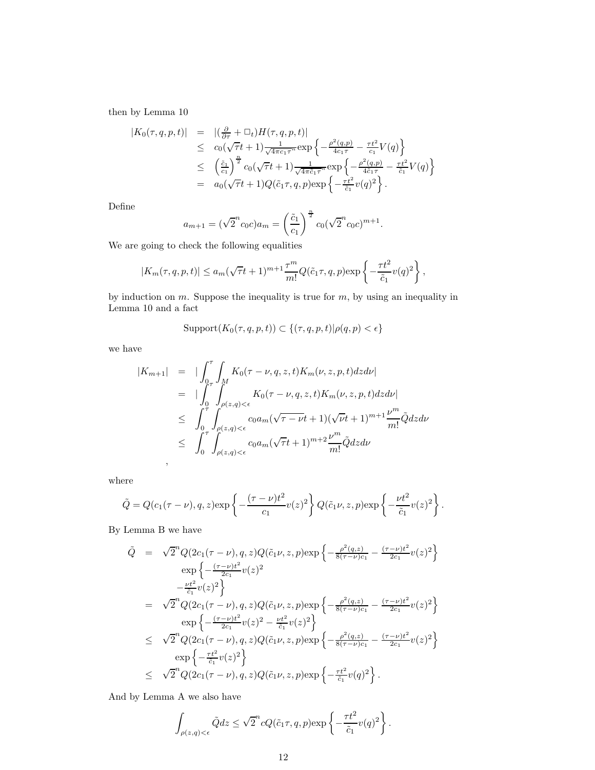then by Lemma 10

$$
\begin{aligned}
|K_0(\tau,q,p,t)| &= |(\tfrac{\partial}{\partial\tau}+\Box_t)H(\tau,q,p,t)| \\
&\le c_0(\sqrt{\tau}t+1)\tfrac{1}{\sqrt{4\pi c_1\tau}^n}\exp\left\{-\tfrac{\rho^2(q,p)}{4c_1\tau}-\tfrac{\tau t^2}{c_1}V(q)\right\} \\
&\le \left(\tfrac{\tilde{c}_1}{c_1}\right)^{\frac{n}{2}}c_0(\sqrt{\tau}t+1)\tfrac{1}{\sqrt{4\pi\tilde{c}_1\tau}^n}\exp\left\{-\tfrac{\rho^2(q,p)}{4\tilde{c}_1\tau}-\tfrac{\tau t^2}{\tilde{c}_1}V(q)\right\} \\
&= a_0(\sqrt{\tau}t+1)Q(\tilde{c}_1\tau,q,p)\exp\left\{-\tfrac{\tau t^2}{\tilde{c}_1}v(q)^2\right\}.
\end{aligned}
$$

Define

$$
a_{m+1}=(\sqrt{2}^n c_0c)a_m=\left(\frac{\tilde{c}_1}{c_1}\right)^{\frac{n}{2}}c_0(\sqrt{2}^n c_0c)^{m+1}.
$$

We are going to check the following equalities

$$
|K_m(\tau,q,p,t)|\le a_m(\sqrt{\tau}t+1)^{m+1}\frac{\tau^m}{m!}Q(\tilde{c}_1\tau,q,p)\exp\left\{-\frac{\tau t^2}{\tilde{c}_1}v(q)^2\right\},
$$

by induction on $m$. Suppose the inequality is true for $m$, by using an inequality in Lemma 10 and a fact

$$
\mathrm{Support}(K_0(\tau,q,p,t))\subset\{(\tau,q,p,t)|\rho(q,p)<\epsilon\}
$$

we have

$$
\begin{aligned}
|K_{m+1}| &= |\int_0^\tau\int_M K_0(\tau-\nu,q,z,t)K_m(\nu,z,p,t)dzd\nu| \\
&= |\int_0^\tau\int_{\rho(z,q)<\epsilon} K_0(\tau-\nu,q,z,t)K_m(\nu,z,p,t)dzd\nu| \\
&\le \int_0^\tau\int_{\rho(z,q)<\epsilon} c_0a_m(\sqrt{\tau-\nu}t+1)(\sqrt{\nu}t+1)^{m+1}\frac{\nu^m}{m!}\tilde{Q}dzd\nu \\
&\le \int_0^\tau\int_{\rho(z,q)<\epsilon} c_0a_m(\sqrt{\tau}t+1)^{m+2}\frac{\nu^m}{m!}\tilde{Q}dzd\nu
\end{aligned}
$$

,

where

$$
\tilde{Q}=Q(c_1(\tau-\nu),q,z)\exp\left\{-\frac{(\tau-\nu)t^2}{c_1}v(z)^2\right\}Q(\tilde{c}_1\nu,z,p)\exp\left\{-\frac{\nu t^2}{\tilde{c}_1}v(z)^2\right\}.
$$

By Lemma B we have

$$
\begin{aligned}
\tilde{Q} &= \sqrt{2}^nQ(2c_1(\tau-\nu),q,z)Q(\tilde{c}_1\nu,z,p)\exp\left\{-\tfrac{\rho^2(q,z)}{8(\tau-\nu)c_1}-\tfrac{(\tau-\nu)t^2}{2c_1}v(z)^2\right\} \\
&\qquad \exp\left\{-\tfrac{(\tau-\nu)t^2}{2c_1}v(z)^2\right. \\
&\qquad \left.-\tfrac{\nu t^2}{\tilde{c}_1}v(z)^2\right\} \\
&= \sqrt{2}^nQ(2c_1(\tau-\nu),q,z)Q(\tilde{c}_1\nu,z,p)\exp\left\{-\tfrac{\rho^2(q,z)}{8(\tau-\nu)c_1}-\tfrac{(\tau-\nu)t^2}{2c_1}v(z)^2\right\} \\
&\qquad \exp\left\{-\tfrac{(\tau-\nu)t^2}{2c_1}v(z)^2-\tfrac{\nu t^2}{\tilde{c}_1}v(z)^2\right\} \\
&\le \sqrt{2}^nQ(2c_1(\tau-\nu),q,z)Q(\tilde{c}_1\nu,z,p)\exp\left\{-\tfrac{\rho^2(q,z)}{8(\tau-\nu)c_1}-\tfrac{(\tau-\nu)t^2}{2c_1}v(z)^2\right\} \\
&\qquad \exp\left\{-\tfrac{\tau t^2}{\tilde{c}_1}v(z)^2\right\} \\
&\le \sqrt{2}^nQ(2c_1(\tau-\nu),q,z)Q(\tilde{c}_1\nu,z,p)\exp\left\{-\tfrac{\tau t^2}{\tilde{c}_1}v(q)^2\right\}.
\end{aligned}
$$

And by Lemma A we also have

$$
\int_{\rho(z,q)<\epsilon}\tilde{Q}dz\le\sqrt{2}^ncQ(\tilde{c}_1\tau,q,p)\exp\left\{-\frac{\tau t^2}{\tilde{c}_1}v(q)^2\right\}.
$$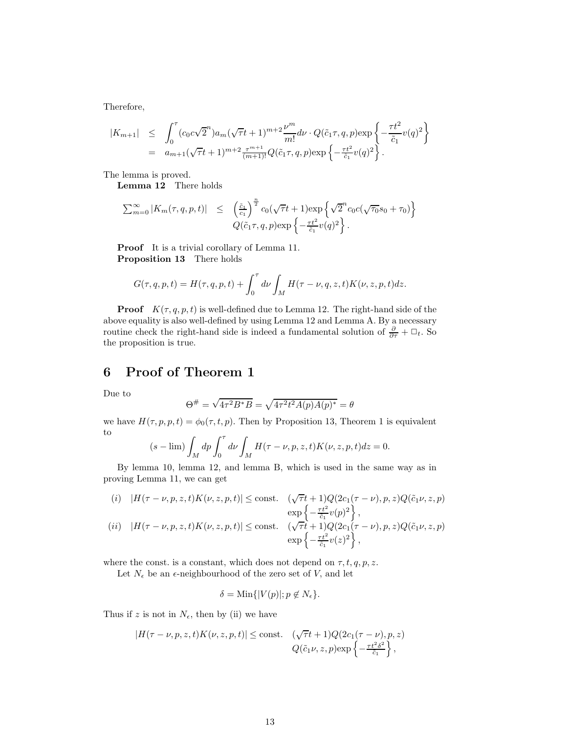Therefore,

$$
\begin{aligned}
|K_{m+1}| &\leq \int_0^\tau (c_0 c\sqrt{2}^n) a_m(\sqrt{\tau}t+1)^{m+2}\frac{\nu^m}{m!}d\nu \cdot Q(\tilde{c}_1\tau,q,p)\exp\left\{-\frac{\tau t^2}{\tilde{c}_1}v(q)^2\right\} \\
&= a_{m+1}(\sqrt{\tau}t+1)^{m+2}\tfrac{\tau^{m+1}}{(m+1)!}Q(\tilde{c}_1\tau,q,p)\exp\left\{-\tfrac{\tau t^2}{\tilde{c}_1}v(q)^2\right\}.
\end{aligned}
$$

The lemma is proved.

**Lemma 12** There holds

$$
\begin{aligned}
\sum_{m=0}^\infty |K_m(\tau,q,p,t)| \leq\ & \left(\tfrac{\tilde{c}_1}{c_1}\right)^{\frac{n}{2}} c_0(\sqrt{\tau}t+1)\exp\left\{\sqrt{2}^n c_0 c(\sqrt{\tau_0}s_0+\tau_0)\right\} \\
& Q(\tilde{c}_1\tau,q,p)\exp\left\{-\tfrac{\tau t^2}{\tilde{c}_1}v(q)^2\right\}.
\end{aligned}
$$

**Proof** It is a trivial corollary of Lemma 11.

**Proposition 13** There holds

$$
G(\tau,q,p,t)=H(\tau,q,p,t)+\int_0^\tau d\nu\int_M H(\tau-\nu,q,z,t)K(\nu,z,p,t)dz.
$$

**Proof** $K(\tau,q,p,t)$ is well-defined due to Lemma 12. The right-hand side of the above equality is also well-defined by using Lemma 12 and Lemma A. By a necessary routine check the right-hand side is indeed a fundamental solution of $\frac{\partial}{\partial\tau}+\Box_t$. So the proposition is true.

## 6 Proof of Theorem 1

Due to

$$
\Theta^\# = \sqrt{4\tau^2 B^*B} = \sqrt{4\tau^2 t^2 A(p)A(p)^*} = \theta
$$

we have $H(\tau,p,p,t)=\phi_0(\tau,t,p)$. Then by Proposition 13, Theorem 1 is equivalent to

$$
(s-\lim)\int_M dp\int_0^\tau d\nu\int_M H(\tau-\nu,p,z,t)K(\nu,z,p,t)dz=0.
$$

By lemma 10, lemma 12, and lemma B, which is used in the same way as in proving Lemma 11, we can get

$$
\begin{aligned}
(i)\quad & |H(\tau-\nu,p,z,t)K(\nu,z,p,t)| \leq \text{const.}\quad (\sqrt{\tau}t+1)Q(2c_1(\tau-\nu),p,z)Q(\tilde{c}_1\nu,z,p) \\
& \qquad \exp\left\{-\tfrac{\tau t^2}{\tilde{c}_1}v(p)^2\right\}, \\
(ii)\quad & |H(\tau-\nu,p,z,t)K(\nu,z,p,t)| \leq \text{const.}\quad (\sqrt{\tau}t+1)Q(2c_1(\tau-\nu),p,z)Q(\tilde{c}_1\nu,z,p) \\
& \qquad \exp\left\{-\tfrac{\tau t^2}{\tilde{c}_1}v(z)^2\right\},
\end{aligned}
$$

where the const. is a constant, which does not depend on $\tau, t, q, p, z$.

Let $N_\epsilon$ be an $\epsilon$-neighbourhood of the zero set of $V$, and let

$$
\delta = \text{Min}\{|V(p)|; p\notin N_\epsilon\}.
$$

Thus if $z$ is not in $N_\epsilon$, then by (ii) we have

$$
\begin{aligned}
|H(\tau-\nu,p,z,t)K(\nu,z,p,t)| \leq \text{const.}\quad & (\sqrt{\tau}t+1)Q(2c_1(\tau-\nu),p,z) \\
& Q(\tilde{c}_1\nu,z,p)\exp\left\{-\tfrac{\tau t^2\delta^2}{\tilde{c}_1}\right\},
\end{aligned}
$$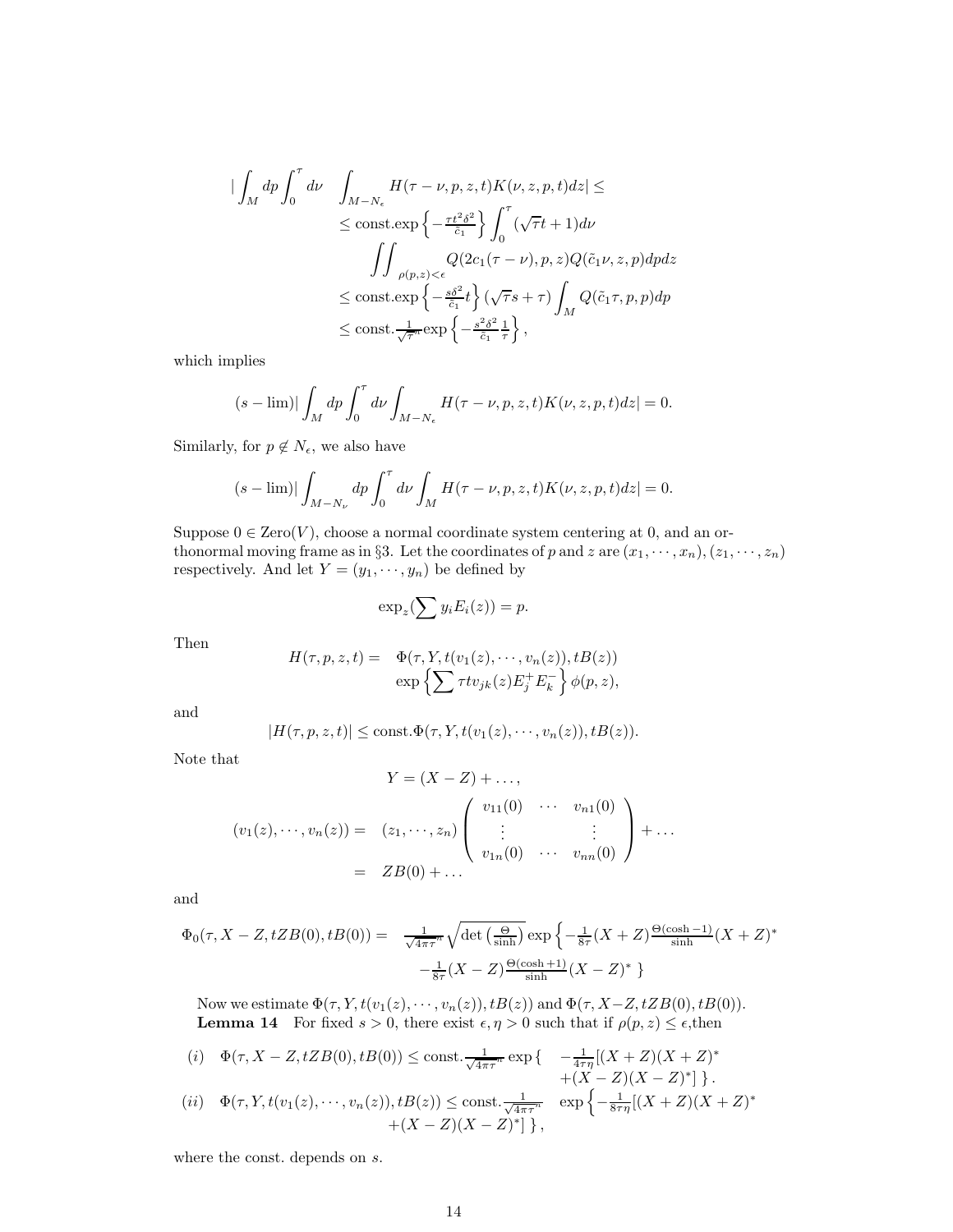$$
\begin{aligned}
|\int_M dp \int_0^\tau d\nu \quad & \int_{M-N_\epsilon} H(\tau-\nu,p,z,t)K(\nu,z,p,t)dz| \leq \\
& \leq \text{const.}\exp\left\{-\tfrac{\tau t^2\delta^2}{\tilde{c}_1}\right\}\int_0^\tau(\sqrt{\tau}t+1)d\nu \\
& \qquad \iint_{\rho(p,z)<\epsilon} Q(2c_1(\tau-\nu),p,z)Q(\tilde{c}_1\nu,z,p)dpdz \\
& \leq \text{const.}\exp\left\{-\tfrac{s\delta^2}{\tilde{c}_1}t\right\}(\sqrt{\tau}s+\tau)\int_M Q(\tilde{c}_1\tau,p,p)dp \\
& \leq \text{const.}\tfrac{1}{\sqrt{\tau}^n}\exp\left\{-\tfrac{s^2\delta^2}{\tilde{c}_1}\tfrac{1}{\tau}\right\},
\end{aligned}
$$

which implies

$$
(s-\lim)|\int_M dp \int_0^\tau d\nu \int_{M-N_\epsilon} H(\tau-\nu,p,z,t)K(\nu,z,p,t)dz| = 0.
$$

Similarly, for $p \notin N_\epsilon$, we also have

$$
(s-\lim)|\int_{M-N_\nu} dp \int_0^\tau d\nu \int_M H(\tau-\nu,p,z,t)K(\nu,z,p,t)dz| = 0.
$$

Suppose $0 \in \text{Zero}(V)$, choose a normal coordinate system centering at 0, and an orthonormal moving frame as in §3. Let the coordinates of $p$ and $z$ are $(x_1,\cdots,x_n),(z_1,\cdots,z_n)$ respectively. And let $Y=(y_1,\cdots,y_n)$ be defined by

$$
\exp_z(\sum y_i E_i(z)) = p.
$$

Then

$$
\begin{aligned}
H(\tau,p,z,t) = \quad & \Phi(\tau,Y,t(v_1(z),\cdots,v_n(z)),tB(z)) \\
& \exp\left\{\sum \tau t v_{jk}(z)E_j^+E_k^-\right\}\phi(p,z),
\end{aligned}
$$

and

$$
|H(\tau,p,z,t)| \leq \text{const.}\Phi(\tau,Y,t(v_1(z),\cdots,v_n(z)),tB(z)).
$$

Note that

$$
\begin{aligned}
Y &= (X-Z)+\ldots, \\
(v_1(z),\cdots,v_n(z)) &= (z_1,\cdots,z_n)\begin{pmatrix} v_{11}(0) & \cdots & v_{n1}(0) \\ \vdots & & \vdots \\ v_{1n}(0) & \cdots & v_{nn}(0)\end{pmatrix}+\ldots \\
&= ZB(0)+\ldots
\end{aligned}
$$

and

$$
\begin{aligned}
\Phi_0(\tau,X-Z,tZB(0),tB(0)) = \quad & \tfrac{1}{\sqrt{4\pi\tau}^n}\sqrt{\det\left(\tfrac{\Theta}{\sinh}\right)}\exp\left\{-\tfrac{1}{8\tau}(X+Z)\tfrac{\Theta(\cosh-1)}{\sinh}(X+Z)^*\right. \\
& \left. -\tfrac{1}{8\tau}(X-Z)\tfrac{\Theta(\cosh+1)}{\sinh}(X-Z)^*\right\}
\end{aligned}
$$

Now we estimate $\Phi(\tau,Y,t(v_1(z),\cdots,v_n(z)),tB(z))$ and $\Phi(\tau,X-Z,tZB(0),tB(0))$.

**Lemma 14** For fixed $s>0$, there exist $\epsilon,\eta>0$ such that if $\rho(p,z)\leq\epsilon$,then

$(i)$ $\quad \Phi(\tau,X-Z,tZB(0),tB(0)) \leq \text{const.}\frac{1}{\sqrt{4\pi\tau}^n}\exp\{-\frac{1}{4\tau\eta}[(X+Z)(X+Z)^* +(X-Z)(X-Z)^*]\}.$

$(ii)$ $\quad \Phi(\tau,Y,t(v_1(z),\cdots,v_n(z)),tB(z)) \leq \text{const.}\frac{1}{\sqrt{4\pi\tau}^n}\exp\left\{-\frac{1}{8\tau\eta}[(X+Z)(X+Z)^* +(X-Z)(X-Z)^*]\right\},$

where the const. depends on $s$.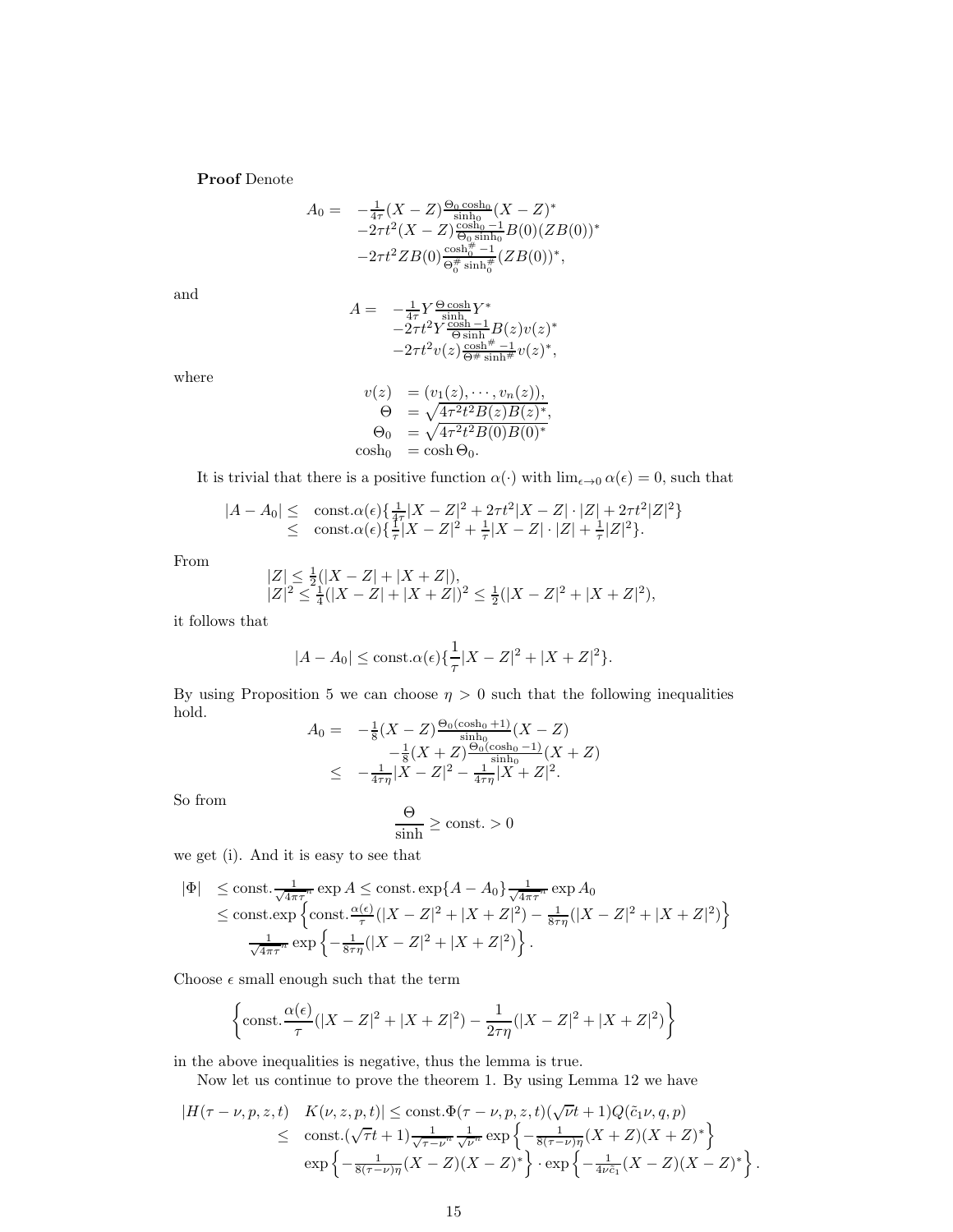**Proof** Denote

$$
\begin{aligned}
A_0 = \; & -\tfrac{1}{4\tau}(X-Z)\tfrac{\Theta_0 \cosh_0}{\sinh_0}(X-Z)^* \\
& -2\tau t^2 (X-Z)\tfrac{\cosh_0 -1}{\Theta_0 \sinh_0} B(0)(ZB(0))^* \\
& -2\tau t^2 ZB(0)\tfrac{\cosh_0^{\#} -1}{\Theta_0^{\#} \sinh_0^{\#}}(ZB(0))^*,
\end{aligned}
$$

and

$$
\begin{aligned}
A = \; & -\tfrac{1}{4\tau} Y \tfrac{\Theta \cosh}{\sinh} Y^* \\
& -2\tau t^2 Y \tfrac{\cosh -1}{\Theta \sinh} B(z) v(z)^* \\
& -2\tau t^2 v(z) \tfrac{\cosh^{\#} -1}{\Theta^{\#} \sinh^{\#}} v(z)^*,
\end{aligned}
$$

where

$$
\begin{aligned}
v(z) &= (v_1(z), \cdots, v_n(z)), \\
\Theta &= \sqrt{4\tau^2 t^2 B(z) B(z)^*}, \\
\Theta_0 &= \sqrt{4\tau^2 t^2 B(0) B(0)^*} \\
\cosh_0 &= \cosh \Theta_0.
\end{aligned}
$$

It is trivial that there is a positive function $\alpha(\cdot)$ with $\lim_{\epsilon \to 0} \alpha(\epsilon) = 0$, such that

$$
\begin{aligned}
|A - A_0| \leq \; & \text{const.}\alpha(\epsilon)\{\tfrac{1}{4\tau}|X-Z|^2 + 2\tau t^2 |X-Z|\cdot|Z| + 2\tau t^2 |Z|^2\} \\
\leq \; & \text{const.}\alpha(\epsilon)\{\tfrac{1}{\tau}|X-Z|^2 + \tfrac{1}{\tau}|X-Z|\cdot|Z| + \tfrac{1}{\tau}|Z|^2\}.
\end{aligned}
$$

From

$$
\begin{aligned}
&|Z| \leq \tfrac{1}{2}(|X-Z| + |X+Z|), \\
&|Z|^2 \leq \tfrac{1}{4}(|X-Z| + |X+Z|)^2 \leq \tfrac{1}{2}(|X-Z|^2 + |X+Z|^2),
\end{aligned}
$$

it follows that

$$
|A - A_0| \leq \text{const.}\alpha(\epsilon)\{\frac{1}{\tau}|X-Z|^2 + |X+Z|^2\}.
$$

By using Proposition 5 we can choose $\eta > 0$ such that the following inequalities hold.

$$
\begin{aligned}
A_0 = \; & -\tfrac{1}{8}(X-Z)\tfrac{\Theta_0(\cosh_0 + 1)}{\sinh_0}(X-Z) \\
& -\tfrac{1}{8}(X+Z)\tfrac{\Theta_0(\cosh_0 - 1)}{\sinh_0}(X+Z) \\
\leq \; & -\tfrac{1}{4\tau\eta}|X-Z|^2 - \tfrac{1}{4\tau\eta}|X+Z|^2.
\end{aligned}
$$

So from

$$
\frac{\Theta}{\sinh} \geq \text{const.} > 0
$$

we get (i). And it is easy to see that

$$
\begin{aligned}
|\Phi| \; & \leq \text{const.}\tfrac{1}{\sqrt{4\pi\tau}^n}\exp A \leq \text{const.}\exp\{A - A_0\}\tfrac{1}{\sqrt{4\pi\tau}^n}\exp A_0 \\
& \leq \text{const.}\exp\left\{\text{const.}\tfrac{\alpha(\epsilon)}{\tau}(|X-Z|^2 + |X+Z|^2) - \tfrac{1}{8\tau\eta}(|X-Z|^2 + |X+Z|^2)\right\} \\
& \quad \tfrac{1}{\sqrt{4\pi\tau}^n}\exp\left\{-\tfrac{1}{8\tau\eta}(|X-Z|^2 + |X+Z|^2)\right\}.
\end{aligned}
$$

Choose $\epsilon$ small enough such that the term

$$
\left\{\text{const.}\frac{\alpha(\epsilon)}{\tau}(|X-Z|^2 + |X+Z|^2) - \frac{1}{2\tau\eta}(|X-Z|^2 + |X+Z|^2)\right\}
$$

in the above inequalities is negative, thus the lemma is true.

Now let us continue to prove the theorem 1. By using Lemma 12 we have

$$
\begin{aligned}
|H(\tau-\nu, p, z, t) \quad & K(\nu, z, p, t)| \leq \text{const.}\Phi(\tau-\nu, p, z, t)(\sqrt{\nu}t + 1)Q(\tilde{c}_1\nu, q, p) \\
\leq \; & \text{const.}(\sqrt{\tau}t + 1)\tfrac{1}{\sqrt{\tau-\nu}^n}\tfrac{1}{\sqrt{\nu}^n}\exp\left\{-\tfrac{1}{8(\tau-\nu)\eta}(X+Z)(X+Z)^*\right\} \\
& \exp\left\{-\tfrac{1}{8(\tau-\nu)\eta}(X-Z)(X-Z)^*\right\}\cdot\exp\left\{-\tfrac{1}{4\nu\tilde{c}_1}(X-Z)(X-Z)^*\right\}.
\end{aligned}
$$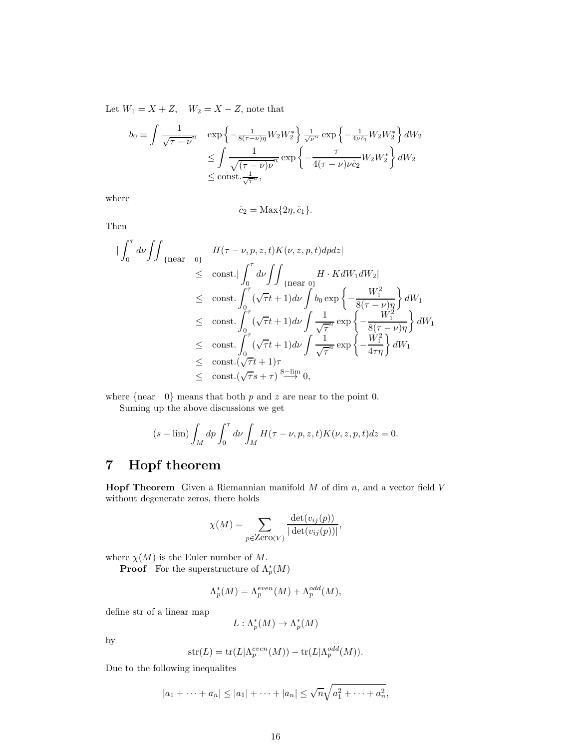Let $W_1 = X + Z, \quad W_2 = X - Z$, note that

$$
\begin{aligned}
b_0 \equiv \int \frac{1}{\sqrt{\tau-\nu}^n} \quad & \exp\left\{-\tfrac{1}{8(\tau-\nu)\eta} W_2 W_2^*\right\} \tfrac{1}{\sqrt{\nu}^n} \exp\left\{-\tfrac{1}{4\nu\tilde{c}_1} W_2 W_2^*\right\} dW_2 \\
& \leq \int \frac{1}{\sqrt{(\tau-\nu)\nu}^n} \exp\left\{-\frac{\tau}{4(\tau-\nu)\nu\tilde{c}_2} W_2 W_2^*\right\} dW_2 \\
& \leq \text{const.} \tfrac{1}{\sqrt{\tau}^n},
\end{aligned}
$$

where

$$
\tilde{c}_2 = \text{Max}\{2\eta, \tilde{c}_1\}.
$$

Then

$$
\begin{aligned}
& \left| \int_0^\tau d\nu \iint_{\{\text{near} \quad 0\}} H(\tau-\nu, p, z, t) K(\nu, z, p, t) dp dz \right| \\
& \quad \leq \quad \text{const.} \left| \int_0^\tau d\nu \iint_{\{\text{near } 0\}} H \cdot K dW_1 dW_2 \right| \\
& \quad \leq \quad \text{const.} \int_0^\tau (\sqrt{\tau} t + 1) d\nu \int b_0 \exp\left\{-\frac{W_1^2}{8(\tau-\nu)\eta}\right\} dW_1 \\
& \quad \leq \quad \text{const.} \int_0^\tau (\sqrt{\tau} t + 1) d\nu \int \frac{1}{\sqrt{\tau}^n} \exp\left\{-\frac{W_1^2}{8(\tau-\nu)\eta}\right\} dW_1 \\
& \quad \leq \quad \text{const.} \int_0^\tau (\sqrt{\tau} t + 1) d\nu \int \frac{1}{\sqrt{\tau}^n} \exp\left\{-\frac{W_1^2}{4\tau\eta}\right\} dW_1 \\
& \quad \leq \quad \text{const.} (\sqrt{\tau} t + 1)\tau \\
& \quad \leq \quad \text{const.} (\sqrt{\tau} s + \tau) \overset{\text{S}-\lim}{\longrightarrow} 0,
\end{aligned}
$$

where $\{\text{near} \quad 0\}$ means that both $p$ and $z$ are near to the point 0.

Suming up the above discussions we get

$$
(s - \lim) \int_M dp \int_0^\tau d\nu \int_M H(\tau-\nu, p, z, t) K(\nu, z, p, t) dz = 0.
$$

# 7 Hopf theorem

**Hopf Theorem** Given a Riemannian manifold $M$ of dim $n$, and a vector field $V$ without degenerate zeros, there holds

$$
\chi(M) = \sum_{p \in \text{Zero}(V)} \frac{\det(v_{ij}(p))}{|\det(v_{ij}(p))|},
$$

where $\chi(M)$ is the Euler number of $M$.

**Proof** For the superstructure of $\Lambda_p^*(M)$

$$
\Lambda_p^*(M) = \Lambda_p^{even}(M) + \Lambda_p^{odd}(M),
$$

define str of a linear map

$$
L : \Lambda_p^*(M) \to \Lambda_p^*(M)
$$

by

$$
\text{str}(L) = \text{tr}(L|\Lambda_p^{even}(M)) - \text{tr}(L|\Lambda_p^{odd}(M)).
$$

Due to the following inequalites

$$
|a_1 + \cdots + a_n| \leq |a_1| + \cdots + |a_n| \leq \sqrt{n}\sqrt{a_1^2 + \cdots + a_n^2},
$$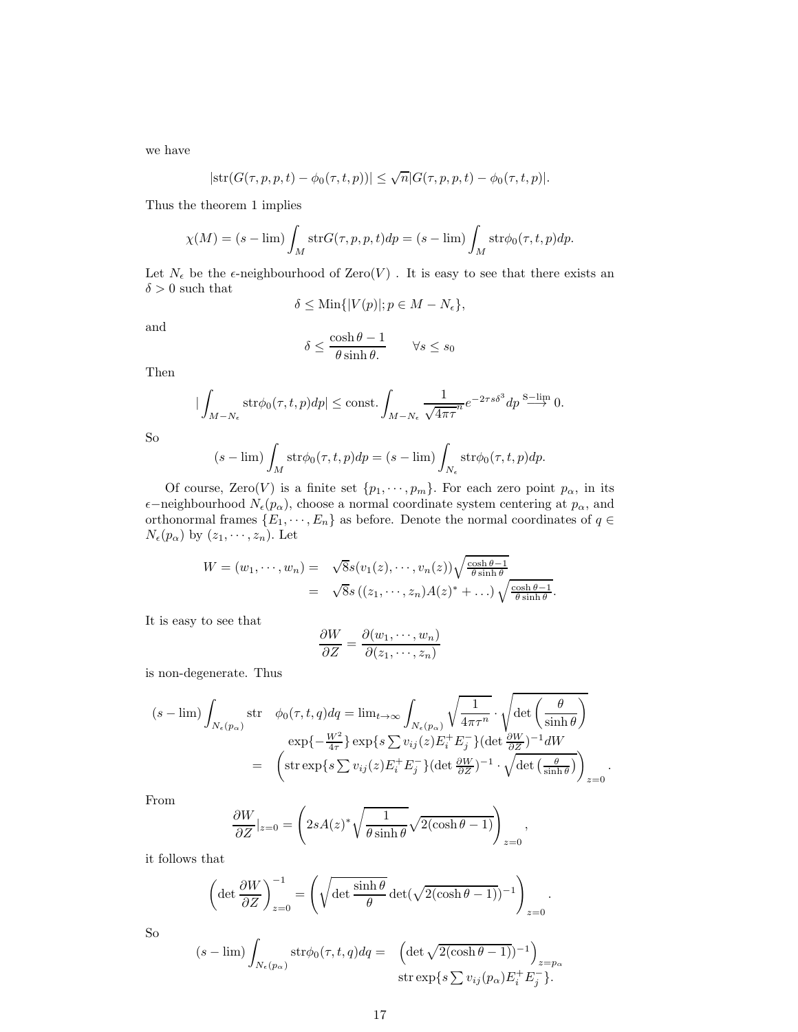we have

$$|\mathrm{str}(G(\tau,p,p,t)-\phi_0(\tau,t,p))| \leq \sqrt{n}|G(\tau,p,p,t)-\phi_0(\tau,t,p)|.$$

Thus the theorem 1 implies

$$\chi(M) = (s-\lim)\int_M \mathrm{str}G(\tau,p,p,t)dp = (s-\lim)\int_M \mathrm{str}\phi_0(\tau,t,p)dp.$$

Let $N_\epsilon$ be the $\epsilon$-neighbourhood of Zero$(V)$ . It is easy to see that there exists an $\delta > 0$ such that

$$\delta \leq \mathrm{Min}\{|V(p)|; p \in M - N_\epsilon\},$$

and

$$\delta \leq \frac{\cosh\theta - 1}{\theta \sinh \theta.} \qquad \forall s \leq s_0$$

Then

$$|\int_{M-N_\epsilon} \mathrm{str}\phi_0(\tau,t,p)dp| \leq \mathrm{const.}\int_{M-N_\epsilon} \frac{1}{\sqrt{4\pi\tau}^n} e^{-2\tau s\delta^3}dp \overset{\mathrm{S-lim}}{\longrightarrow} 0.$$

So

$$(s-\lim)\int_M \mathrm{str}\phi_0(\tau,t,p)dp = (s-\lim)\int_{N_\epsilon} \mathrm{str}\phi_0(\tau,t,p)dp.$$

Of course, Zero$(V)$ is a finite set $\{p_1,\cdots,p_m\}$. For each zero point $p_\alpha$, in its $\epsilon-$neighbourhood $N_\epsilon(p_\alpha)$, choose a normal coordinate system centering at $p_\alpha$, and orthonormal frames $\{E_1,\cdots,E_n\}$ as before. Denote the normal coordinates of $q \in N_\epsilon(p_\alpha)$ by $(z_1,\cdots,z_n)$. Let

$$\begin{aligned} W = (w_1,\cdots,w_n) = & \quad \sqrt{8}s(v_1(z),\cdots,v_n(z))\sqrt{\tfrac{\cosh\theta-1}{\theta\sinh\theta}} \\ = & \quad \sqrt{8}s\left((z_1,\cdots,z_n)A(z)^* + \ldots\right)\sqrt{\tfrac{\cosh\theta-1}{\theta\sinh\theta}}. \end{aligned}$$

It is easy to see that

$$\frac{\partial W}{\partial Z} = \frac{\partial(w_1,\cdots,w_n)}{\partial(z_1,\cdots,z_n)}$$

is non-degenerate. Thus

$$\begin{aligned} (s-\lim)\int_{N_\epsilon(p_\alpha)} \mathrm{str} \quad \phi_0(\tau,t,q)dq = & \lim_{t\to\infty}\int_{N_\epsilon(p_\alpha)} \sqrt{\frac{1}{4\pi\tau^n}} \cdot \sqrt{\det\left(\frac{\theta}{\sinh\theta}\right)} \\ & \exp\{-\tfrac{W^2}{4\tau}\}\exp\{s\textstyle\sum v_{ij}(z)E_i^+E_j^-\}(\det\tfrac{\partial W}{\partial Z})^{-1}dW \\ = & \left(\mathrm{str}\exp\{s\textstyle\sum v_{ij}(z)E_i^+E_j^-\}(\det\tfrac{\partial W}{\partial Z})^{-1}\cdot\sqrt{\det\left(\tfrac{\theta}{\sinh\theta}\right)}\right)_{z=0}. \end{aligned}$$

From

$$\frac{\partial W}{\partial Z}|_{z=0} = \left(2sA(z)^*\sqrt{\frac{1}{\theta\sinh\theta}}\sqrt{2(\cosh\theta-1)}\right)_{z=0},$$

it follows that

$$\left(\det\frac{\partial W}{\partial Z}\right)^{-1}_{z=0} = \left(\sqrt{\det\frac{\sinh\theta}{\theta}}\det(\sqrt{2(\cosh\theta-1)})^{-1}\right)_{z=0}.$$

So

$$\begin{aligned} (s-\lim)\int_{N_\epsilon(p_\alpha)} \mathrm{str}\phi_0(\tau,t,q)dq = & \quad \left(\det\sqrt{2(\cosh\theta-1)})^{-1}\right)_{z=p_\alpha} \\ & \mathrm{str}\exp\{s\textstyle\sum v_{ij}(p_\alpha)E_i^+E_j^-\}. \end{aligned}$$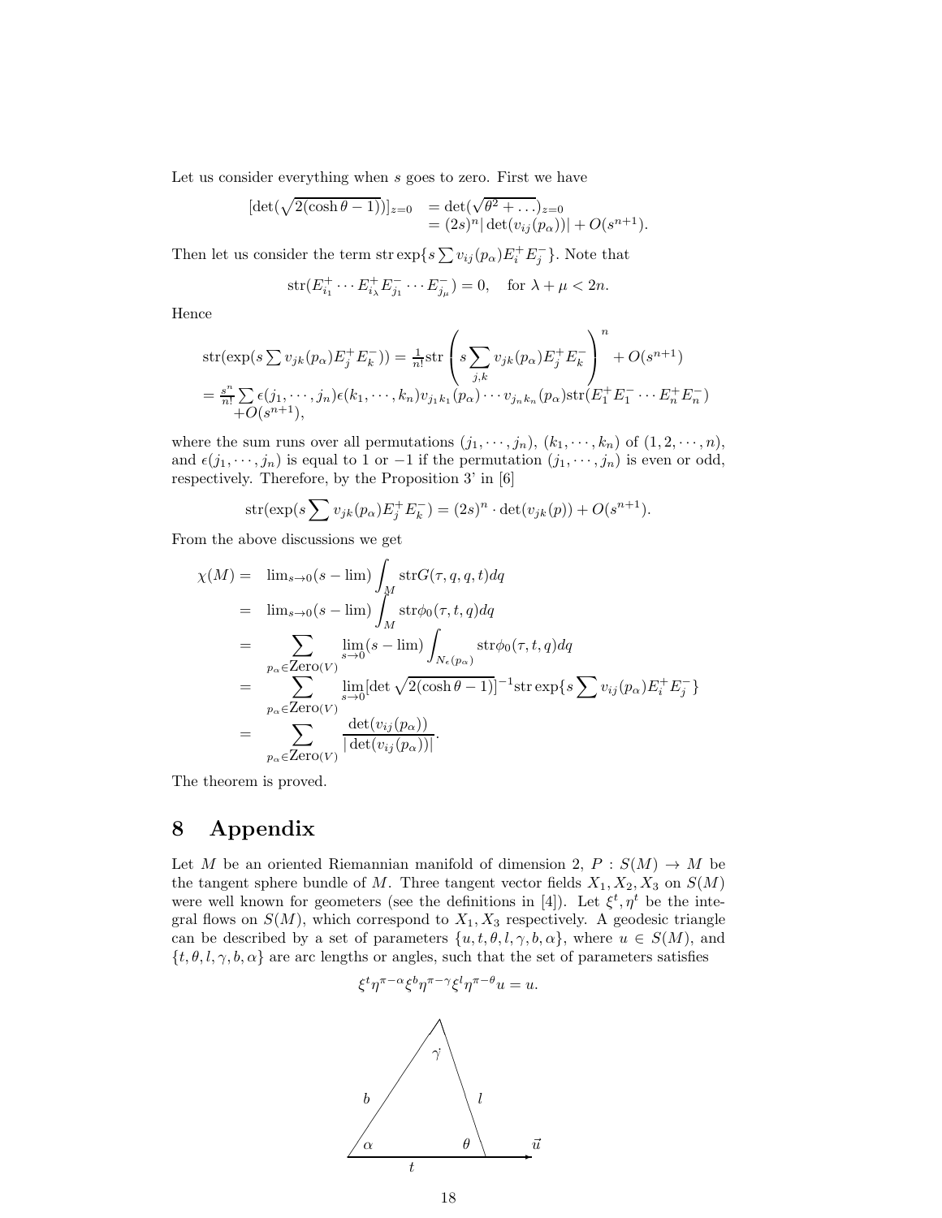Let us consider everything when $s$ goes to zero. First we have

$$
\begin{aligned}
[\det(\sqrt{2(\cosh\theta - 1)})]_{z=0} &= \det(\sqrt{\theta^2 + \ldots})_{z=0} \\
&= (2s)^n |\det(v_{ij}(p_\alpha))| + O(s^{n+1}).
\end{aligned}
$$

Then let us consider the term $\mathrm{str}\exp\{s\sum v_{ij}(p_\alpha)E_i^+E_j^-\}$. Note that

$$
\mathrm{str}(E_{i_1}^+ \cdots E_{i_\lambda}^+ E_{j_1}^- \cdots E_{j_\mu}^-) = 0, \quad \text{for } \lambda + \mu < 2n.
$$

Hence

$$
\begin{aligned}
&\mathrm{str}(\exp(s\sum v_{jk}(p_\alpha)E_j^+E_k^-)) = \tfrac{1}{n!}\mathrm{str}\left(s\sum_{j,k} v_{jk}(p_\alpha)E_j^+E_k^-\right)^n + O(s^{n+1}) \\
&= \tfrac{s^n}{n!}\sum \epsilon(j_1,\cdots,j_n)\epsilon(k_1,\cdots,k_n)v_{j_1k_1}(p_\alpha)\cdots v_{j_nk_n}(p_\alpha)\mathrm{str}(E_1^+E_1^-\cdots E_n^+E_n^-) \\
&\quad + O(s^{n+1}),
\end{aligned}
$$

where the sum runs over all permutations $(j_1,\cdots,j_n)$, $(k_1,\cdots,k_n)$ of $(1,2,\cdots,n)$, and $\epsilon(j_1,\cdots,j_n)$ is equal to 1 or $-1$ if the permutation $(j_1,\cdots,j_n)$ is even or odd, respectively. Therefore, by the Proposition 3' in [6]

$$
\mathrm{str}(\exp(s\sum v_{jk}(p_\alpha)E_j^+E_k^-) = (2s)^n \cdot \det(v_{jk}(p)) + O(s^{n+1}).
$$

From the above discussions we get

$$
\begin{aligned}
\chi(M) = &\quad \lim_{s\to 0}(s-\lim)\int_M \mathrm{str}G(\tau,q,q,t)dq \\
= &\quad \lim_{s\to 0}(s-\lim)\int_M \mathrm{str}\phi_0(\tau,t,q)dq \\
= &\quad \sum_{p_\alpha\in \mathrm{Zero}(V)} \lim_{s\to 0}(s-\lim)\int_{N_\epsilon(p_\alpha)} \mathrm{str}\phi_0(\tau,t,q)dq \\
= &\quad \sum_{p_\alpha\in \mathrm{Zero}(V)} \lim_{s\to 0}[\det\sqrt{2(\cosh\theta-1)}]^{-1}\mathrm{str}\exp\{s\sum v_{ij}(p_\alpha)E_i^+E_j^-\} \\
= &\quad \sum_{p_\alpha\in \mathrm{Zero}(V)} \frac{\det(v_{ij}(p_\alpha))}{|\det(v_{ij}(p_\alpha))|}.
\end{aligned}
$$

The theorem is proved.

# 8 Appendix

Let $M$ be an oriented Riemannian manifold of dimension 2, $P : S(M) \to M$ be the tangent sphere bundle of $M$. Three tangent vector fields $X_1, X_2, X_3$ on $S(M)$ were well known for geometers (see the definitions in [4]). Let $\xi^t, \eta^t$ be the integral flows on $S(M)$, which correspond to $X_1, X_3$ respectively. A geodesic triangle can be described by a set of parameters $\{u,t,\theta,l,\gamma,b,\alpha\}$, where $u \in S(M)$, and $\{t,\theta,l,\gamma,b,\alpha\}$ are arc lengths or angles, such that the set of parameters satisfies

$$
\xi^t\eta^{\pi-\alpha}\xi^b\eta^{\pi-\gamma}\xi^l\eta^{\pi-\theta}u = u.
$$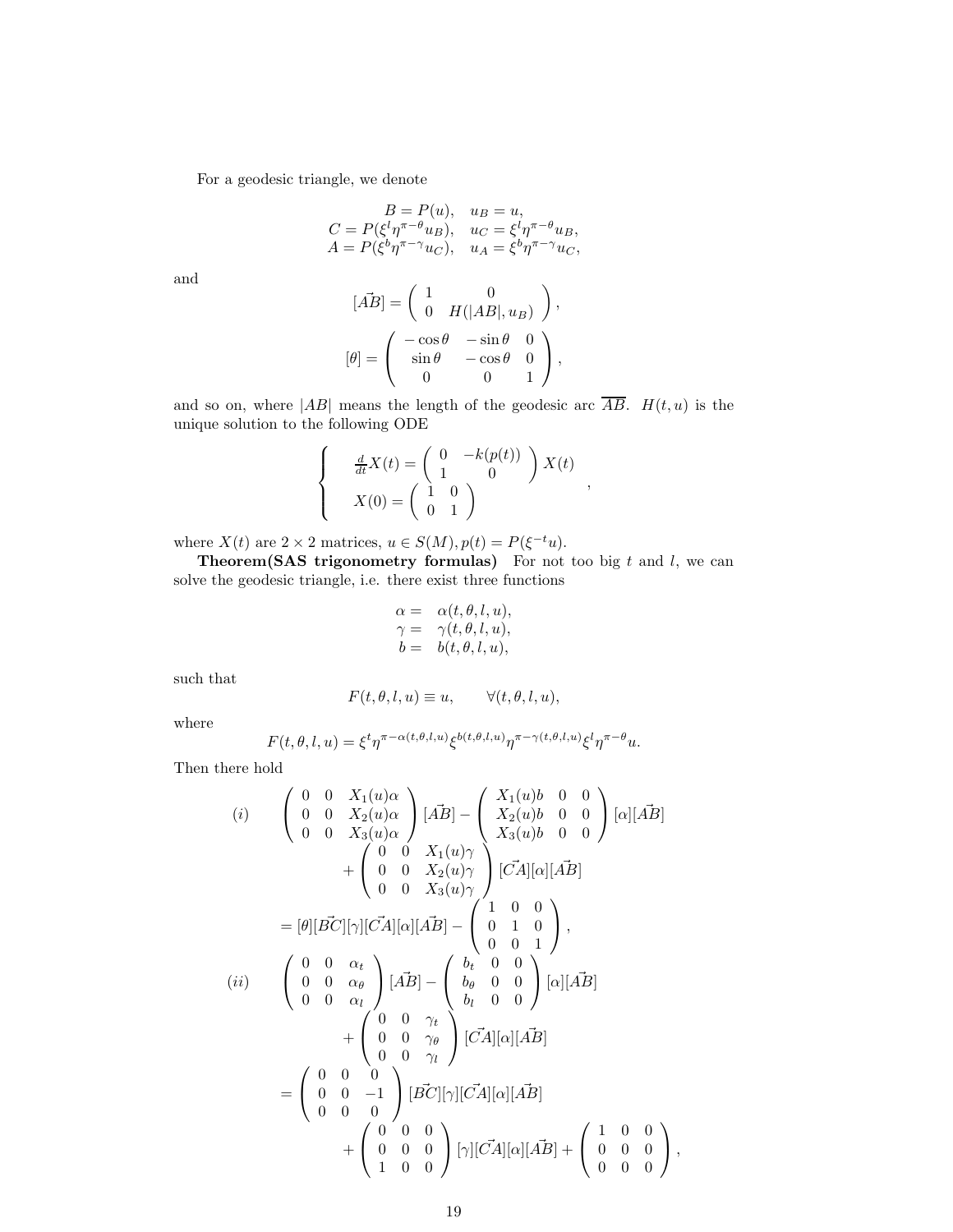For a geodesic triangle, we denote

$$
\begin{array}{ll}
B = P(u), & u_B = u, \\
C = P(\xi^l \eta^{\pi-\theta} u_B), & u_C = \xi^l \eta^{\pi-\theta} u_B, \\
A = P(\xi^b \eta^{\pi-\gamma} u_C), & u_A = \xi^b \eta^{\pi-\gamma} u_C,
\end{array}
$$

and

$$
[\vec{AB}] = \begin{pmatrix} 1 & 0 \\ 0 & H(|AB|, u_B) \end{pmatrix},
$$

$$
[\theta] = \begin{pmatrix} -\cos\theta & -\sin\theta & 0 \\ \sin\theta & -\cos\theta & 0 \\ 0 & 0 & 1 \end{pmatrix},
$$

and so on, where $|AB|$ means the length of the geodesic arc $\overline{AB}$. $H(t,u)$ is the unique solution to the following ODE

$$
\begin{cases}
\frac{d}{dt} X(t) = \begin{pmatrix} 0 & -k(p(t)) \\ 1 & 0 \end{pmatrix} X(t) \\
X(0) = \begin{pmatrix} 1 & 0 \\ 0 & 1 \end{pmatrix}
\end{cases},
$$

where $X(t)$ are $2\times 2$ matrices, $u \in S(M), p(t) = P(\xi^{-t} u)$.

**Theorem(SAS trigonometry formulas)** For not too big $t$ and $l$, we can solve the geodesic triangle, i.e. there exist three functions

$$
\begin{array}{rl}
\alpha = & \alpha(t,\theta,l,u), \\
\gamma = & \gamma(t,\theta,l,u), \\
b = & b(t,\theta,l,u),
\end{array}
$$

such that

$$
F(t,\theta,l,u) \equiv u, \qquad \forall (t,\theta,l,u),
$$

where

$$
F(t,\theta,l,u) = \xi^t \eta^{\pi-\alpha(t,\theta,l,u)} \xi^{b(t,\theta,l,u)} \eta^{\pi-\gamma(t,\theta,l,u)} \xi^l \eta^{\pi-\theta} u.
$$

Then there hold

$$
\begin{aligned}
(i) \qquad & \begin{pmatrix} 0 & 0 & X_1(u)\alpha \\ 0 & 0 & X_2(u)\alpha \\ 0 & 0 & X_3(u)\alpha \end{pmatrix} [\vec{AB}] - \begin{pmatrix} X_1(u)b & 0 & 0 \\ X_2(u)b & 0 & 0 \\ X_3(u)b & 0 & 0 \end{pmatrix} [\alpha][\vec{AB}] \\
& \qquad + \begin{pmatrix} 0 & 0 & X_1(u)\gamma \\ 0 & 0 & X_2(u)\gamma \\ 0 & 0 & X_3(u)\gamma \end{pmatrix} [\vec{CA}][\alpha][\vec{AB}] \\
& = [\theta][\vec{BC}][\gamma][\vec{CA}][\alpha][\vec{AB}] - \begin{pmatrix} 1 & 0 & 0 \\ 0 & 1 & 0 \\ 0 & 0 & 1 \end{pmatrix}, \\
(ii) \qquad & \begin{pmatrix} 0 & 0 & \alpha_t \\ 0 & 0 & \alpha_\theta \\ 0 & 0 & \alpha_l \end{pmatrix} [\vec{AB}] - \begin{pmatrix} b_t & 0 & 0 \\ b_\theta & 0 & 0 \\ b_l & 0 & 0 \end{pmatrix} [\alpha][\vec{AB}] \\
& \qquad + \begin{pmatrix} 0 & 0 & \gamma_t \\ 0 & 0 & \gamma_\theta \\ 0 & 0 & \gamma_l \end{pmatrix} [\vec{CA}][\alpha][\vec{AB}] \\
& = \begin{pmatrix} 0 & 0 & 0 \\ 0 & 0 & -1 \\ 0 & 0 & 0 \end{pmatrix} [\vec{BC}][\gamma][\vec{CA}][\alpha][\vec{AB}] \\
& \qquad + \begin{pmatrix} 0 & 0 & 0 \\ 0 & 0 & 0 \\ 1 & 0 & 0 \end{pmatrix} [\gamma][\vec{CA}][\alpha][\vec{AB}] + \begin{pmatrix} 1 & 0 & 0 \\ 0 & 0 & 0 \\ 0 & 0 & 0 \end{pmatrix},
\end{aligned}
$$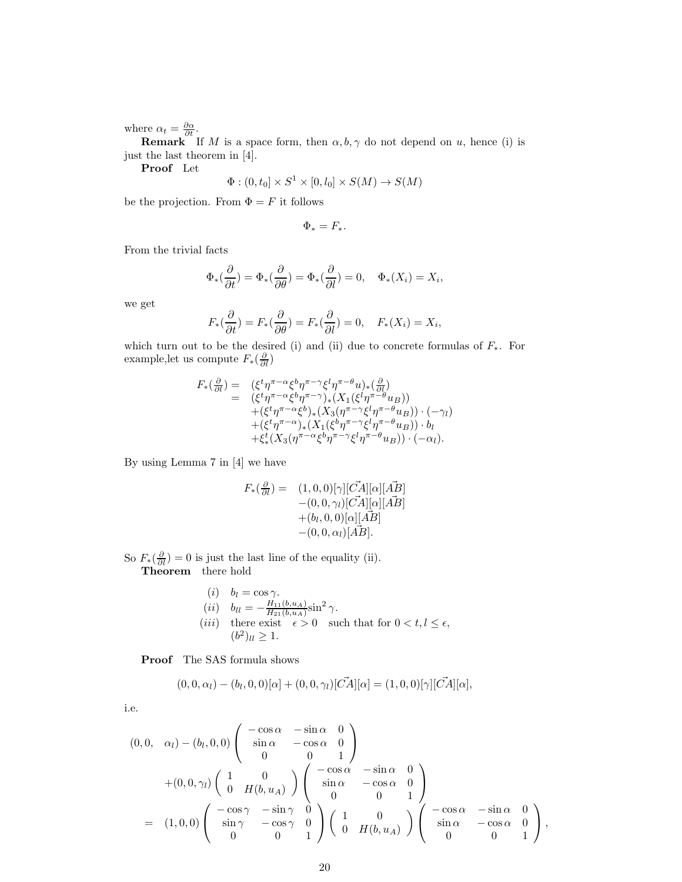where $\alpha_t = \frac{\partial \alpha}{\partial t}$.

**Remark** If $M$ is a space form, then $\alpha, b, \gamma$ do not depend on $u$, hence (i) is just the last theorem in [4].

**Proof** Let

$$\Phi : (0, t_0] \times S^1 \times [0, l_0] \times S(M) \to S(M)$$

be the projection. From $\Phi = F$ it follows

$$\Phi_* = F_*.$$

From the trivial facts

$$\Phi_*(\frac{\partial}{\partial t}) = \Phi_*(\frac{\partial}{\partial \theta}) = \Phi_*(\frac{\partial}{\partial l}) = 0, \quad \Phi_*(X_i) = X_i,$$

we get

$$F_*(\frac{\partial}{\partial t}) = F_*(\frac{\partial}{\partial \theta}) = F_*(\frac{\partial}{\partial l}) = 0, \quad F_*(X_i) = X_i,$$

which turn out to be the desired (i) and (ii) due to concrete formulas of $F_*$. For example,let us compute $F_*(\frac{\partial}{\partial l})$

$$\begin{aligned} F_*(\tfrac{\partial}{\partial l}) = \;& (\xi^t \eta^{\pi-\alpha} \xi^b \eta^{\pi-\gamma} \xi^l \eta^{\pi-\theta} u)_*(\tfrac{\partial}{\partial l}) \\ = \;& (\xi^t \eta^{\pi-\alpha} \xi^b \eta^{\pi-\gamma})_*(X_1(\xi^l \eta^{\pi-\theta} u_B)) \\ & + (\xi^t \eta^{\pi-\alpha} \xi^b)_*(X_3(\eta^{\pi-\gamma} \xi^l \eta^{\pi-\theta} u_B)) \cdot (-\gamma_l) \\ & + (\xi^t \eta^{\pi-\alpha})_*(X_1(\xi^b \eta^{\pi-\gamma} \xi^l \eta^{\pi-\theta} u_B)) \cdot b_l \\ & + \xi^t_*(X_3(\eta^{\pi-\alpha} \xi^b \eta^{\pi-\gamma} \xi^l \eta^{\pi-\theta} u_B)) \cdot (-\alpha_l). \end{aligned}$$

By using Lemma 7 in [4] we have

$$\begin{aligned} F_*(\tfrac{\partial}{\partial l}) = \;& (1,0,0)[\gamma][\vec{CA}][\alpha][\vec{AB}] \\ & -(0,0,\gamma_l)[\vec{CA}][\alpha][\vec{AB}] \\ & +(b_l,0,0)[\alpha][\vec{AB}] \\ & -(0,0,\alpha_l)[\vec{AB}]. \end{aligned}$$

So $F_*(\frac{\partial}{\partial l}) = 0$ is just the last line of the equality (ii).

**Theorem** there hold

$$\begin{aligned} &(i) \quad b_l = \cos\gamma. \\ &(ii) \quad b_{ll} = -\tfrac{H_{11}(b,u_A)}{H_{21}(b,u_A)} \sin^2\gamma. \\ &(iii) \quad \text{there exist} \quad \epsilon > 0 \quad \text{such that for } 0 < t, l \leq \epsilon, \\ &\qquad (b^2)_{ll} \geq 1. \end{aligned}$$

**Proof** The SAS formula shows

$$(0,0,\alpha_l) - (b_l,0,0)[\alpha] + (0,0,\gamma_l)[\vec{CA}][\alpha] = (1,0,0)[\gamma][\vec{CA}][\alpha],$$

i.e.

$$\begin{aligned} (0,0,\quad \alpha_l) & - (b_l,0,0) \begin{pmatrix} -\cos\alpha & -\sin\alpha & 0 \\ \sin\alpha & -\cos\alpha & 0 \\ 0 & 0 & 1 \end{pmatrix} \\ & + (0,0,\gamma_l) \begin{pmatrix} 1 & 0 \\ 0 & H(b,u_A) \end{pmatrix} \begin{pmatrix} -\cos\alpha & -\sin\alpha & 0 \\ \sin\alpha & -\cos\alpha & 0 \\ 0 & 0 & 1 \end{pmatrix} \\ = \;& (1,0,0) \begin{pmatrix} -\cos\gamma & -\sin\gamma & 0 \\ \sin\gamma & -\cos\gamma & 0 \\ 0 & 0 & 1 \end{pmatrix} \begin{pmatrix} 1 & 0 \\ 0 & H(b,u_A) \end{pmatrix} \begin{pmatrix} -\cos\alpha & -\sin\alpha & 0 \\ \sin\alpha & -\cos\alpha & 0 \\ 0 & 0 & 1 \end{pmatrix}, \end{aligned}$$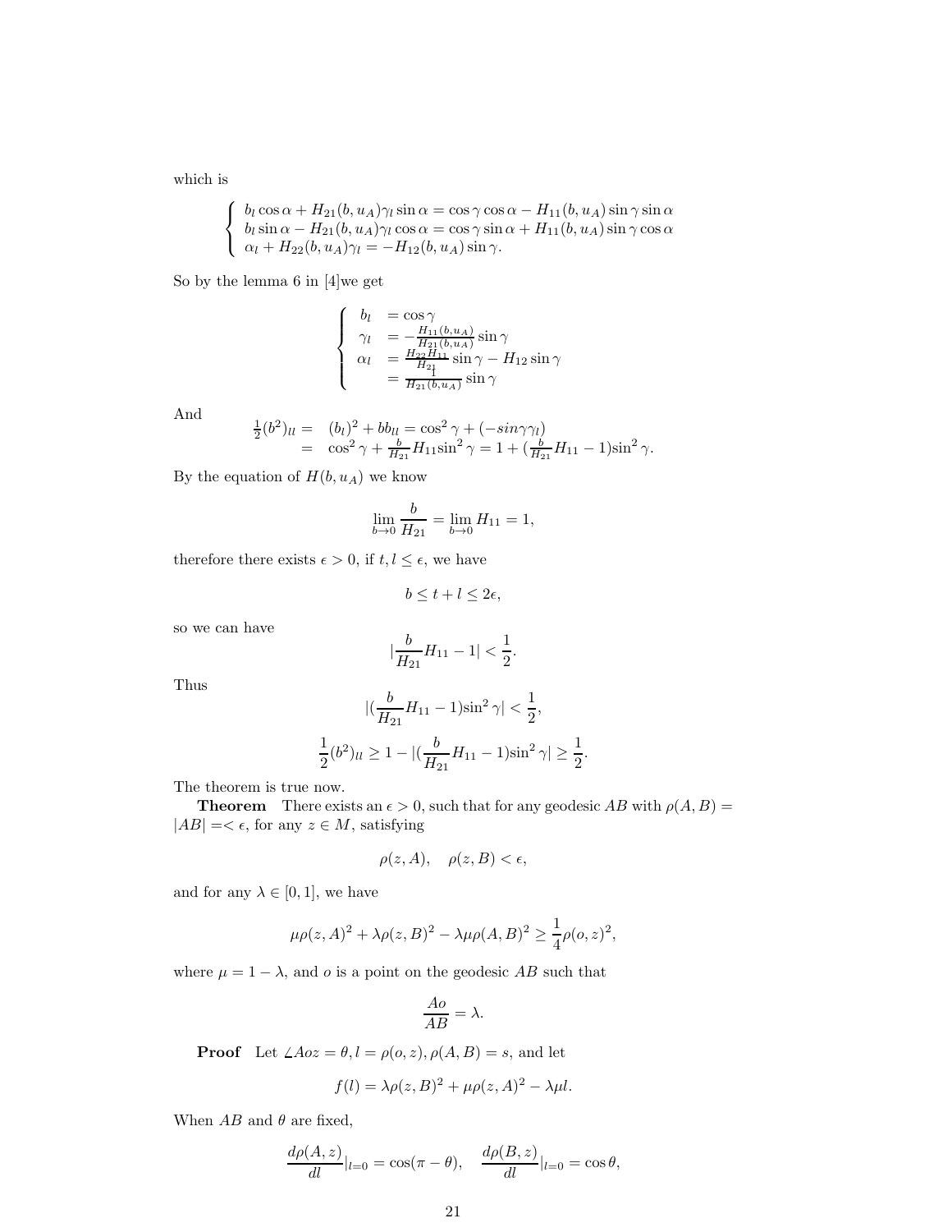which is

$$
\left\{
\begin{array}{l}
b_l \cos\alpha + H_{21}(b,u_A)\gamma_l \sin\alpha = \cos\gamma\cos\alpha - H_{11}(b,u_A)\sin\gamma\sin\alpha \\
b_l \sin\alpha - H_{21}(b,u_A)\gamma_l \cos\alpha = \cos\gamma\sin\alpha + H_{11}(b,u_A)\sin\gamma\cos\alpha \\
\alpha_l + H_{22}(b,u_A)\gamma_l = -H_{12}(b,u_A)\sin\gamma.
\end{array}
\right.
$$

So by the lemma 6 in [4]we get

$$
\left\{
\begin{array}{ll}
b_l & = \cos\gamma \\
\gamma_l & = -\frac{H_{11}(b,u_A)}{H_{21}(b,u_A)}\sin\gamma \\
\alpha_l & = \frac{H_{22}H_{11}}{H_{21}}\sin\gamma - H_{12}\sin\gamma \\
 & = \frac{1}{H_{21}(b,u_A)}\sin\gamma
\end{array}
\right.
$$

And

$$
\begin{aligned}
\frac{1}{2}(b^2)_{ll} = &\quad (b_l)^2 + bb_{ll} = \cos^2\gamma + (-sin\gamma\gamma_l) \\
= &\quad \cos^2\gamma + \frac{b}{H_{21}}H_{11}\sin^2\gamma = 1 + (\frac{b}{H_{21}}H_{11} - 1)\sin^2\gamma.
\end{aligned}
$$

By the equation of $H(b,u_A)$ we know

$$
\lim_{b\to 0}\frac{b}{H_{21}} = \lim_{b\to 0} H_{11} = 1,
$$

therefore there exists $\epsilon > 0$, if $t, l \le \epsilon$, we have

$$
b \le t + l \le 2\epsilon,
$$

so we can have

$$
|\frac{b}{H_{21}}H_{11} - 1| < \frac{1}{2}.
$$

Thus

$$
|(\frac{b}{H_{21}}H_{11} - 1)\sin^2\gamma| < \frac{1}{2},
$$

$$
\frac{1}{2}(b^2)_{ll} \ge 1 - |(\frac{b}{H_{21}}H_{11} - 1)\sin^2\gamma| \ge \frac{1}{2}.
$$

The theorem is true now.

**Theorem** There exists an $\epsilon > 0$, such that for any geodesic $AB$ with $\rho(A,B) = |AB| =< \epsilon$, for any $z \in M$, satisfying

$$
\rho(z,A), \quad \rho(z,B) < \epsilon,
$$

and for any $\lambda \in [0,1]$, we have

$$
\mu\rho(z,A)^2 + \lambda\rho(z,B)^2 - \lambda\mu\rho(A,B)^2 \ge \frac{1}{4}\rho(o,z)^2,
$$

where $\mu = 1 - \lambda$, and $o$ is a point on the geodesic $AB$ such that

$$
\frac{Ao}{AB} = \lambda.
$$

**Proof** Let $\angle Aoz = \theta, l = \rho(o,z), \rho(A,B) = s$, and let

$$
f(l) = \lambda\rho(z,B)^2 + \mu\rho(z,A)^2 - \lambda\mu l.
$$

When $AB$ and $\theta$ are fixed,

$$
\frac{d\rho(A,z)}{dl}|_{l=0} = \cos(\pi - \theta), \quad \frac{d\rho(B,z)}{dl}|_{l=0} = \cos\theta,
$$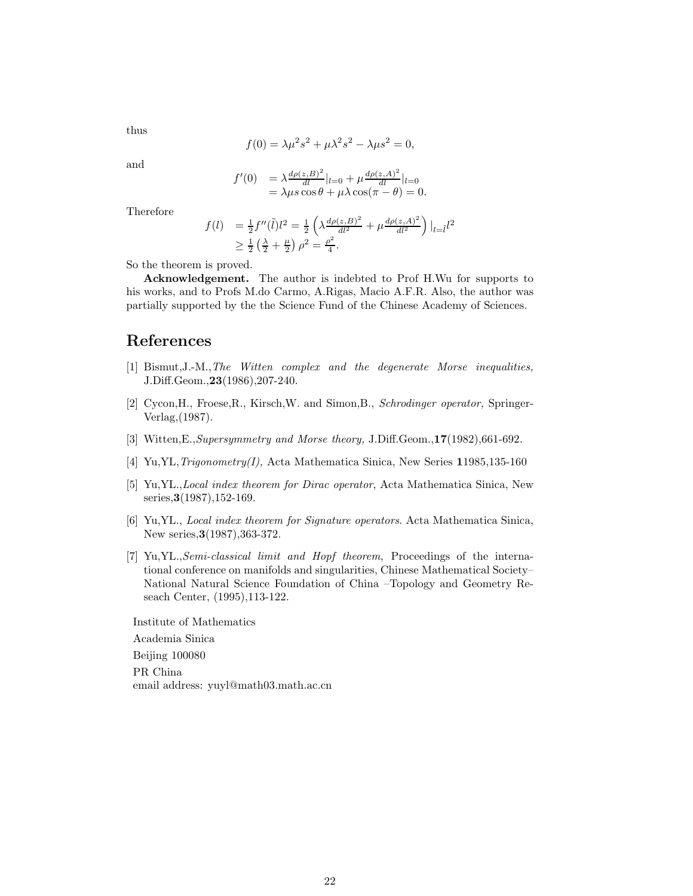thus

$$f(0) = \lambda\mu^2 s^2 + \mu\lambda^2 s^2 - \lambda\mu s^2 = 0,$$

and

$$\begin{aligned} f'(0) &= \lambda \frac{d\rho(z,B)^2}{dl}|_{l=0} + \mu \frac{d\rho(z,A)^2}{dl}|_{l=0} \\ &= \lambda\mu s \cos\theta + \mu\lambda \cos(\pi - \theta) = 0. \end{aligned}$$

Therefore

$$\begin{aligned} f(l) &= \frac{1}{2} f''(\tilde{l}) l^2 = \frac{1}{2}\left(\lambda \frac{d\rho(z,B)^2}{dl^2} + \mu \frac{d\rho(z,A)^2}{dl^2}\right)|_{l=\tilde{l}} l^2 \\ &\geq \frac{1}{2}\left(\frac{\lambda}{2} + \frac{\mu}{2}\right)\rho^2 = \frac{\rho^2}{4}. \end{aligned}$$

So the theorem is proved.

**Acknowledgement.** The author is indebted to Prof H.Wu for supports to his works, and to Profs M.do Carmo, A.Rigas, Macio A.F.R. Also, the author was partially supported by the the Science Fund of the Chinese Academy of Sciences.

## References

[1] Bismut,J.-M.,*The Witten complex and the degenerate Morse inequalities,* J.Diff.Geom.,**23**(1986),207-240.

[2] Cycon,H., Froese,R., Kirsch,W. and Simon,B., *Schrodinger operator,* Springer-Verlag,(1987).

[3] Witten,E.,*Supersymmetry and Morse theory,* J.Diff.Geom.,**17**(1982),661-692.

[4] Yu,YL,*Trigonometry(I),* Acta Mathematica Sinica, New Series **1**1985,135-160

[5] Yu,YL.,*Local index theorem for Dirac operator*, Acta Mathematica Sinica, New series,**3**(1987),152-169.

[6] Yu,YL., *Local index theorem for Signature operators.* Acta Mathematica Sinica, New series,**3**(1987),363-372.

[7] Yu,YL.,*Semi-classical limit and Hopf theorem*, Proceedings of the international conference on manifolds and singularities, Chinese Mathematical Society–National Natural Science Foundation of China –Topology and Geometry Reseach Center, (1995),113-122.

Institute of Mathematics
Academia Sinica
Beijing 100080
PR China
email address: yuyl@math03.math.ac.cn